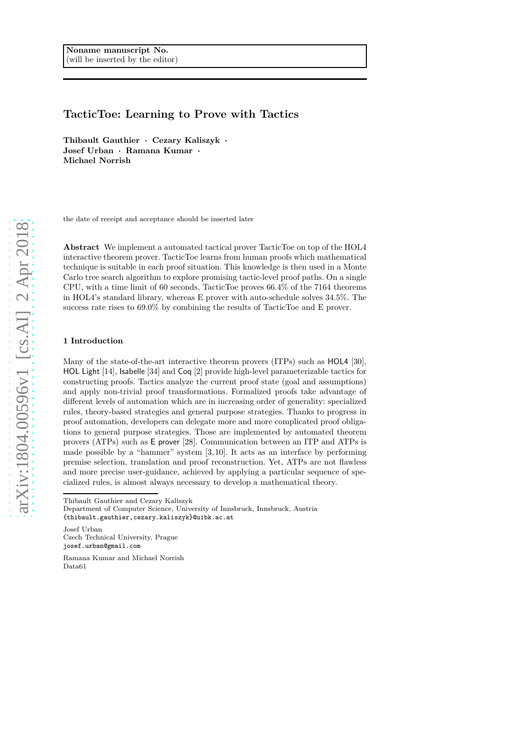Noname manuscript No.
(will be inserted by the editor)

# TacticToe: Learning to Prove with Tactics

**Thibault Gauthier · Cezary Kaliszyk · Josef Urban · Ramana Kumar · Michael Norrish**

the date of receipt and acceptance should be inserted later

**Abstract** We implement a automated tactical prover TacticToe on top of the HOL4 interactive theorem prover. TacticToe learns from human proofs which mathematical technique is suitable in each proof situation. This knowledge is then used in a Monte Carlo tree search algorithm to explore promising tactic-level proof paths. On a single CPU, with a time limit of 60 seconds, TacticToe proves 66.4% of the 7164 theorems in HOL4's standard library, whereas E prover with auto-schedule solves 34.5%. The success rate rises to 69.0% by combining the results of TacticToe and E prover.

## 1 Introduction

Many of the state-of-the-art interactive theorem provers (ITPs) such as HOL4 [30], HOL Light [14], Isabelle [34] and Coq [2] provide high-level parameterizable tactics for constructing proofs. Tactics analyze the current proof state (goal and assumptions) and apply non-trivial proof transformations. Formalized proofs take advantage of different levels of automation which are in increasing order of generality: specialized rules, theory-based strategies and general purpose strategies. Thanks to progress in proof automation, developers can delegate more and more complicated proof obligations to general purpose strategies. Those are implemented by automated theorem provers (ATPs) such as E prover [28]. Communication between an ITP and ATPs is made possible by a "hammer" system [3,10]. It acts as an interface by performing premise selection, translation and proof reconstruction. Yet, ATPs are not flawless and more precise user-guidance, achieved by applying a particular sequence of specialized rules, is almost always necessary to develop a mathematical theory.

---

Thibault Gauthier and Cezary Kaliszyk
Department of Computer Science, University of Innsbruck, Innsbruck, Austria
{thibault.gauthier,cezary.kaliszyk}@uibk.ac.at

Josef Urban
Czech Technical University, Prague
josef.urban@gmail.com

Ramana Kumar and Michael Norrish
Data61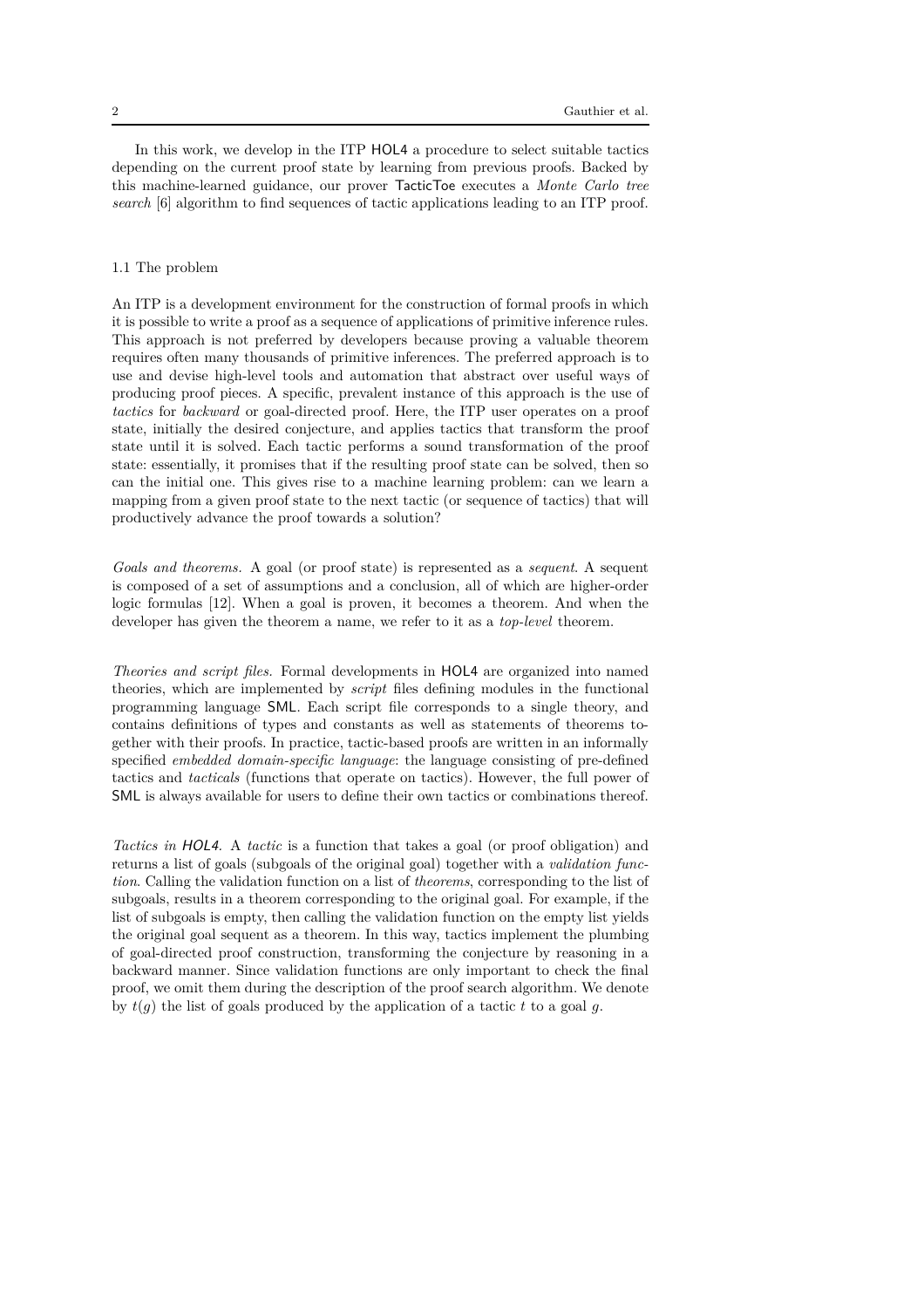In this work, we develop in the ITP HOL4 a procedure to select suitable tactics depending on the current proof state by learning from previous proofs. Backed by this machine-learned guidance, our prover TacticToe executes a *Monte Carlo tree search* [6] algorithm to find sequences of tactic applications leading to an ITP proof.

### 1.1 The problem

An ITP is a development environment for the construction of formal proofs in which it is possible to write a proof as a sequence of applications of primitive inference rules. This approach is not preferred by developers because proving a valuable theorem requires often many thousands of primitive inferences. The preferred approach is to use and devise high-level tools and automation that abstract over useful ways of producing proof pieces. A specific, prevalent instance of this approach is the use of *tactics* for *backward* or goal-directed proof. Here, the ITP user operates on a proof state, initially the desired conjecture, and applies tactics that transform the proof state until it is solved. Each tactic performs a sound transformation of the proof state: essentially, it promises that if the resulting proof state can be solved, then so can the initial one. This gives rise to a machine learning problem: can we learn a mapping from a given proof state to the next tactic (or sequence of tactics) that will productively advance the proof towards a solution?

*Goals and theorems.* A goal (or proof state) is represented as a *sequent*. A sequent is composed of a set of assumptions and a conclusion, all of which are higher-order logic formulas [12]. When a goal is proven, it becomes a theorem. And when the developer has given the theorem a name, we refer to it as a *top-level* theorem.

*Theories and script files.* Formal developments in HOL4 are organized into named theories, which are implemented by *script* files defining modules in the functional programming language SML. Each script file corresponds to a single theory, and contains definitions of types and constants as well as statements of theorems together with their proofs. In practice, tactic-based proofs are written in an informally specified *embedded domain-specific language*: the language consisting of pre-defined tactics and *tacticals* (functions that operate on tactics). However, the full power of SML is always available for users to define their own tactics or combinations thereof.

*Tactics in HOL4.* A *tactic* is a function that takes a goal (or proof obligation) and returns a list of goals (subgoals of the original goal) together with a *validation function*. Calling the validation function on a list of *theorems*, corresponding to the list of subgoals, results in a theorem corresponding to the original goal. For example, if the list of subgoals is empty, then calling the validation function on the empty list yields the original goal sequent as a theorem. In this way, tactics implement the plumbing of goal-directed proof construction, transforming the conjecture by reasoning in a backward manner. Since validation functions are only important to check the final proof, we omit them during the description of the proof search algorithm. We denote by $t(g)$ the list of goals produced by the application of a tactic $t$ to a goal $g$.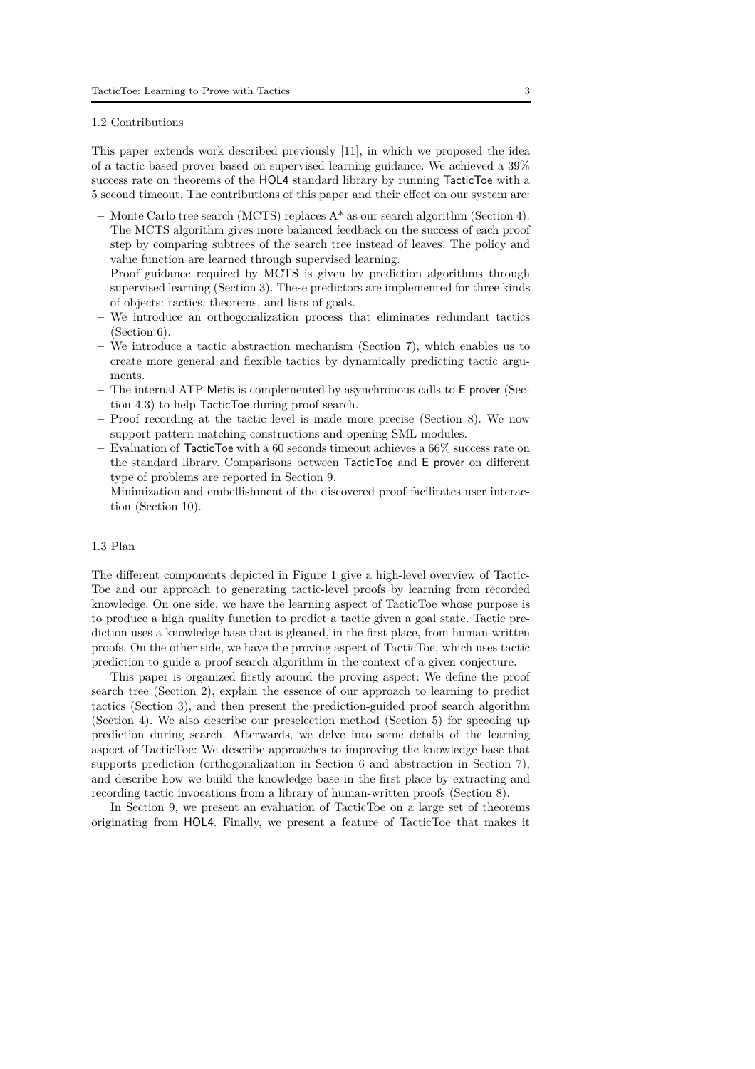### 1.2 Contributions

This paper extends work described previously [11], in which we proposed the idea of a tactic-based prover based on supervised learning guidance. We achieved a 39% success rate on theorems of the HOL4 standard library by running TacticToe with a 5 second timeout. The contributions of this paper and their effect on our system are:

– Monte Carlo tree search (MCTS) replaces A* as our search algorithm (Section 4). The MCTS algorithm gives more balanced feedback on the success of each proof step by comparing subtrees of the search tree instead of leaves. The policy and value function are learned through supervised learning.
– Proof guidance required by MCTS is given by prediction algorithms through supervised learning (Section 3). These predictors are implemented for three kinds of objects: tactics, theorems, and lists of goals.
– We introduce an orthogonalization process that eliminates redundant tactics (Section 6).
– We introduce a tactic abstraction mechanism (Section 7), which enables us to create more general and flexible tactics by dynamically predicting tactic arguments.
– The internal ATP Metis is complemented by asynchronous calls to E prover (Section 4.3) to help TacticToe during proof search.
– Proof recording at the tactic level is made more precise (Section 8). We now support pattern matching constructions and opening SML modules.
– Evaluation of TacticToe with a 60 seconds timeout achieves a 66% success rate on the standard library. Comparisons between TacticToe and E prover on different type of problems are reported in Section 9.
– Minimization and embellishment of the discovered proof facilitates user interaction (Section 10).

### 1.3 Plan

The different components depicted in Figure 1 give a high-level overview of TacticToe and our approach to generating tactic-level proofs by learning from recorded knowledge. On one side, we have the learning aspect of TacticToe whose purpose is to produce a high quality function to predict a tactic given a goal state. Tactic prediction uses a knowledge base that is gleaned, in the first place, from human-written proofs. On the other side, we have the proving aspect of TacticToe, which uses tactic prediction to guide a proof search algorithm in the context of a given conjecture.

This paper is organized firstly around the proving aspect: We define the proof search tree (Section 2), explain the essence of our approach to learning to predict tactics (Section 3), and then present the prediction-guided proof search algorithm (Section 4). We also describe our preselection method (Section 5) for speeding up prediction during search. Afterwards, we delve into some details of the learning aspect of TacticToe: We describe approaches to improving the knowledge base that supports prediction (orthogonalization in Section 6 and abstraction in Section 7), and describe how we build the knowledge base in the first place by extracting and recording tactic invocations from a library of human-written proofs (Section 8).

In Section 9, we present an evaluation of TacticToe on a large set of theorems originating from HOL4. Finally, we present a feature of TacticToe that makes it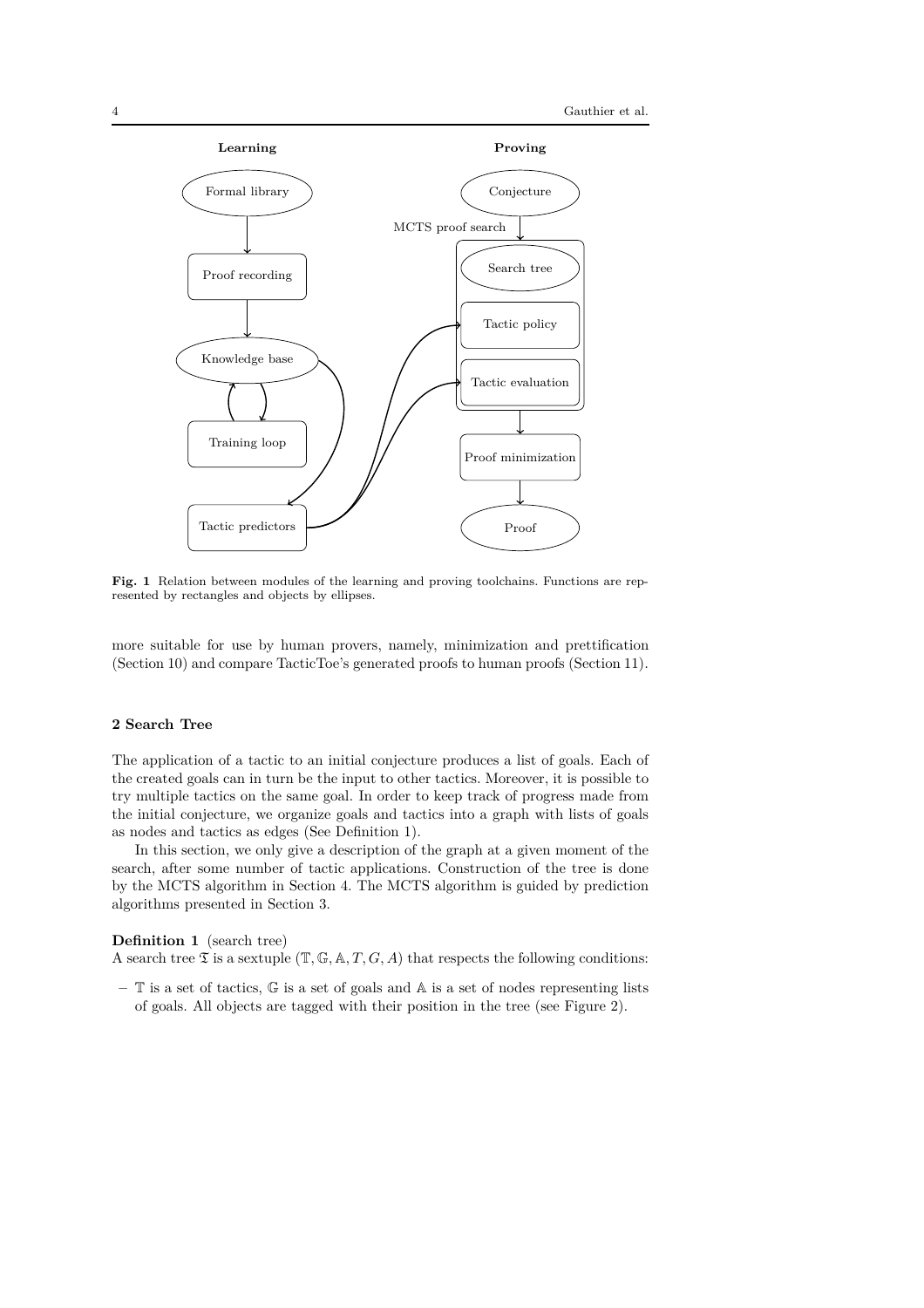**Learning**

**Proving**

**Fig. 1** Relation between modules of the learning and proving toolchains. Functions are represented by rectangles and objects by ellipses.

more suitable for use by human provers, namely, minimization and prettification (Section 10) and compare TacticToe's generated proofs to human proofs (Section 11).

## 2 Search Tree

The application of a tactic to an initial conjecture produces a list of goals. Each of the created goals can in turn be the input to other tactics. Moreover, it is possible to try multiple tactics on the same goal. In order to keep track of progress made from the initial conjecture, we organize goals and tactics into a graph with lists of goals as nodes and tactics as edges (See Definition 1).

In this section, we only give a description of the graph at a given moment of the search, after some number of tactic applications. Construction of the tree is done by the MCTS algorithm in Section 4. The MCTS algorithm is guided by prediction algorithms presented in Section 3.

**Definition 1** (search tree)
A search tree $\mathfrak{T}$ is a sextuple $(\mathbb{T}, \mathbb{G}, \mathbb{A}, T, G, A)$ that respects the following conditions:

– $\mathbb{T}$ is a set of tactics, $\mathbb{G}$ is a set of goals and $\mathbb{A}$ is a set of nodes representing lists of goals. All objects are tagged with their position in the tree (see Figure 2).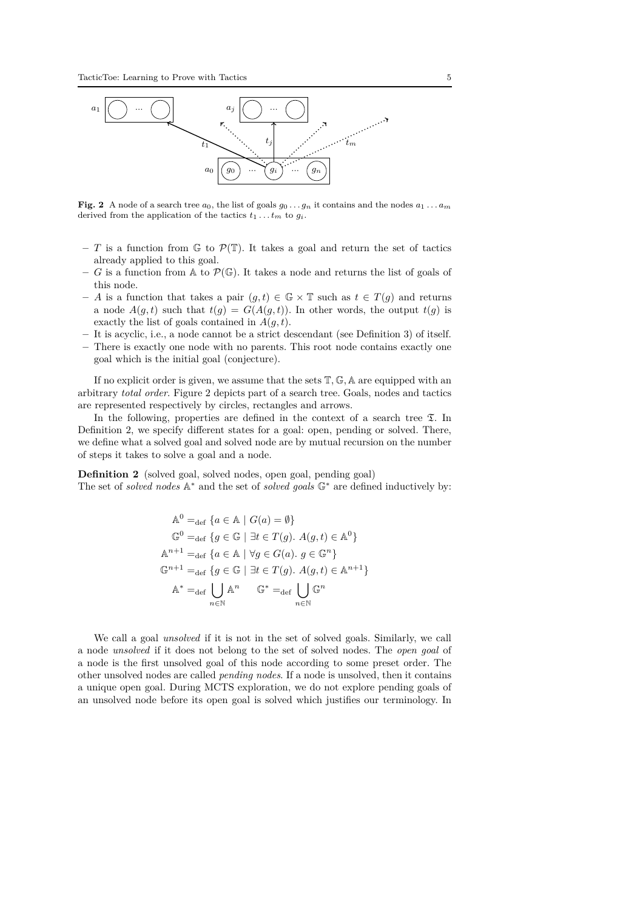**Fig. 2** A node of a search tree $a_0$, the list of goals $g_0 \dots g_n$ it contains and the nodes $a_1 \dots a_m$ derived from the application of the tactics $t_1 \dots t_m$ to $g_i$.

- $T$ is a function from $\mathbb{G}$ to $\mathcal{P}(\mathbb{T})$. It takes a goal and return the set of tactics already applied to this goal.
- $G$ is a function from $\mathbb{A}$ to $\mathcal{P}(\mathbb{G})$. It takes a node and returns the list of goals of this node.
- $A$ is a function that takes a pair $(g, t) \in \mathbb{G} \times \mathbb{T}$ such as $t \in T(g)$ and returns a node $A(g, t)$ such that $t(g) = G(A(g, t))$. In other words, the output $t(g)$ is exactly the list of goals contained in $A(g, t)$.
- It is acyclic, i.e., a node cannot be a strict descendant (see Definition 3) of itself.
- There is exactly one node with no parents. This root node contains exactly one goal which is the initial goal (conjecture).

If no explicit order is given, we assume that the sets $\mathbb{T}, \mathbb{G}, \mathbb{A}$ are equipped with an arbitrary *total order*. Figure 2 depicts part of a search tree. Goals, nodes and tactics are represented respectively by circles, rectangles and arrows.

In the following, properties are defined in the context of a search tree $\mathfrak{T}$. In Definition 2, we specify different states for a goal: open, pending or solved. There, we define what a solved goal and solved node are by mutual recursion on the number of steps it takes to solve a goal and a node.

**Definition 2** (solved goal, solved nodes, open goal, pending goal)
The set of *solved nodes* $\mathbb{A}^*$ and the set of *solved goals* $\mathbb{G}^*$ are defined inductively by:

$$
\begin{aligned}
\mathbb{A}^0 &=_{\text{def}} \{a \in \mathbb{A} \mid G(a) = \emptyset\} \\
\mathbb{G}^0 &=_{\text{def}} \{g \in \mathbb{G} \mid \exists t \in T(g).\ A(g,t) \in \mathbb{A}^0\} \\
\mathbb{A}^{n+1} &=_{\text{def}} \{a \in \mathbb{A} \mid \forall g \in G(a).\ g \in \mathbb{G}^n\} \\
\mathbb{G}^{n+1} &=_{\text{def}} \{g \in \mathbb{G} \mid \exists t \in T(g).\ A(g,t) \in \mathbb{A}^{n+1}\} \\
\mathbb{A}^* &=_{\text{def}} \bigcup_{n \in \mathbb{N}} \mathbb{A}^n \qquad \mathbb{G}^* =_{\text{def}} \bigcup_{n \in \mathbb{N}} \mathbb{G}^n
\end{aligned}
$$

We call a goal *unsolved* if it is not in the set of solved goals. Similarly, we call a node *unsolved* if it does not belong to the set of solved nodes. The *open goal* of a node is the first unsolved goal of this node according to some preset order. The other unsolved nodes are called *pending nodes*. If a node is unsolved, then it contains a unique open goal. During MCTS exploration, we do not explore pending goals of an unsolved node before its open goal is solved which justifies our terminology. In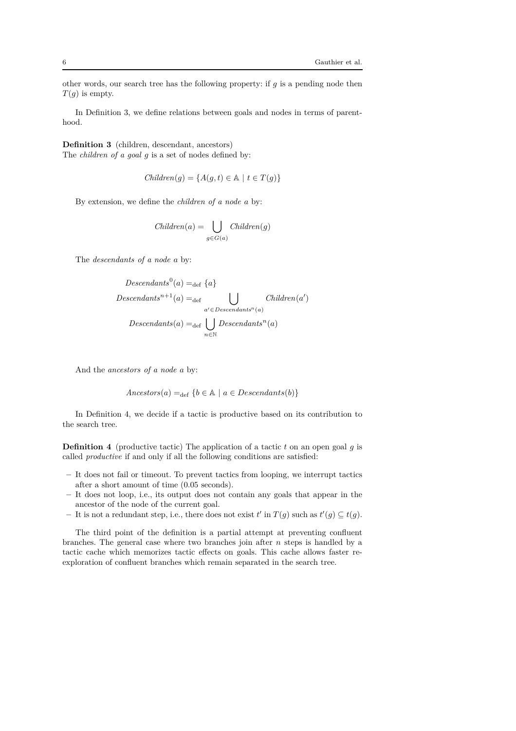other words, our search tree has the following property: if $g$ is a pending node then $T(g)$ is empty.

In Definition 3, we define relations between goals and nodes in terms of parenthood.

**Definition 3** (children, descendant, ancestors)
The *children of a goal* $g$ is a set of nodes defined by:

$$\mathit{Children}(g) = \{A(g,t) \in \mathbb{A} \mid t \in T(g)\}$$

By extension, we define the *children of a node* $a$ by:

$$\mathit{Children}(a) = \bigcup_{g \in G(a)} \mathit{Children}(g)$$

The *descendants of a node* $a$ by:

$$\mathit{Descendants}^0(a) =_{\mathrm{def}} \{a\}$$
$$\mathit{Descendants}^{n+1}(a) =_{\mathrm{def}} \bigcup_{a' \in \mathit{Descendants}^n(a)} \mathit{Children}(a')$$
$$\mathit{Descendants}(a) =_{\mathrm{def}} \bigcup_{n \in \mathbb{N}} \mathit{Descendants}^n(a)$$

And the *ancestors of a node* $a$ by:

$$\mathit{Ancestors}(a) =_{\mathrm{def}} \{b \in \mathbb{A} \mid a \in \mathit{Descendants}(b)\}$$

In Definition 4, we decide if a tactic is productive based on its contribution to the search tree.

**Definition 4** (productive tactic) The application of a tactic $t$ on an open goal $g$ is called *productive* if and only if all the following conditions are satisfied:

- It does not fail or timeout. To prevent tactics from looping, we interrupt tactics after a short amount of time (0.05 seconds).
- It does not loop, i.e., its output does not contain any goals that appear in the ancestor of the node of the current goal.
- It is not a redundant step, i.e., there does not exist $t'$ in $T(g)$ such as $t'(g) \subseteq t(g)$.

The third point of the definition is a partial attempt at preventing confluent branches. The general case where two branches join after $n$ steps is handled by a tactic cache which memorizes tactic effects on goals. This cache allows faster re-exploration of confluent branches which remain separated in the search tree.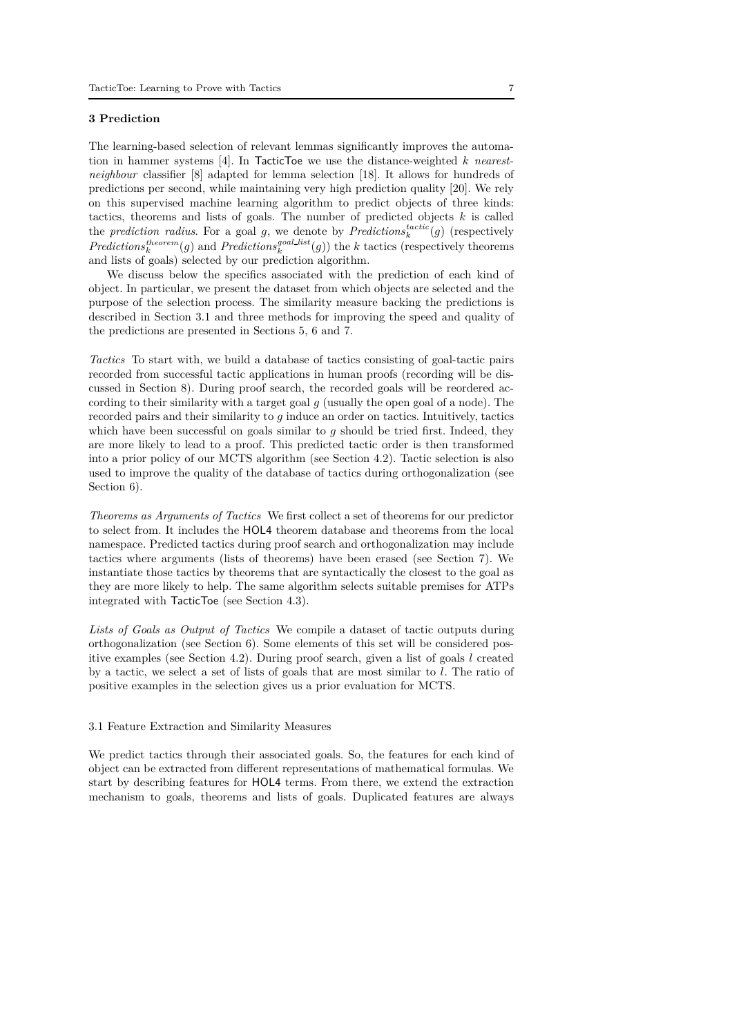## 3 Prediction

The learning-based selection of relevant lemmas significantly improves the automation in hammer systems [4]. In TacticToe we use the distance-weighted $k$ *nearest-neighbour* classifier [8] adapted for lemma selection [18]. It allows for hundreds of predictions per second, while maintaining very high prediction quality [20]. We rely on this supervised machine learning algorithm to predict objects of three kinds: tactics, theorems and lists of goals. The number of predicted objects $k$ is called the *prediction radius*. For a goal $g$, we denote by $\mathit{Predictions}_k^{tactic}(g)$ (respectively $\mathit{Predictions}_k^{theorem}(g)$ and $\mathit{Predictions}_k^{goal\_list}(g)$) the $k$ tactics (respectively theorems and lists of goals) selected by our prediction algorithm.

We discuss below the specifics associated with the prediction of each kind of object. In particular, we present the dataset from which objects are selected and the purpose of the selection process. The similarity measure backing the predictions is described in Section 3.1 and three methods for improving the speed and quality of the predictions are presented in Sections 5, 6 and 7.

*Tactics* To start with, we build a database of tactics consisting of goal-tactic pairs recorded from successful tactic applications in human proofs (recording will be discussed in Section 8). During proof search, the recorded goals will be reordered according to their similarity with a target goal $g$ (usually the open goal of a node). The recorded pairs and their similarity to $g$ induce an order on tactics. Intuitively, tactics which have been successful on goals similar to $g$ should be tried first. Indeed, they are more likely to lead to a proof. This predicted tactic order is then transformed into a prior policy of our MCTS algorithm (see Section 4.2). Tactic selection is also used to improve the quality of the database of tactics during orthogonalization (see Section 6).

*Theorems as Arguments of Tactics* We first collect a set of theorems for our predictor to select from. It includes the HOL4 theorem database and theorems from the local namespace. Predicted tactics during proof search and orthogonalization may include tactics where arguments (lists of theorems) have been erased (see Section 7). We instantiate those tactics by theorems that are syntactically the closest to the goal as they are more likely to help. The same algorithm selects suitable premises for ATPs integrated with TacticToe (see Section 4.3).

*Lists of Goals as Output of Tactics* We compile a dataset of tactic outputs during orthogonalization (see Section 6). Some elements of this set will be considered positive examples (see Section 4.2). During proof search, given a list of goals $l$ created by a tactic, we select a set of lists of goals that are most similar to $l$. The ratio of positive examples in the selection gives us a prior evaluation for MCTS.

### 3.1 Feature Extraction and Similarity Measures

We predict tactics through their associated goals. So, the features for each kind of object can be extracted from different representations of mathematical formulas. We start by describing features for HOL4 terms. From there, we extend the extraction mechanism to goals, theorems and lists of goals. Duplicated features are always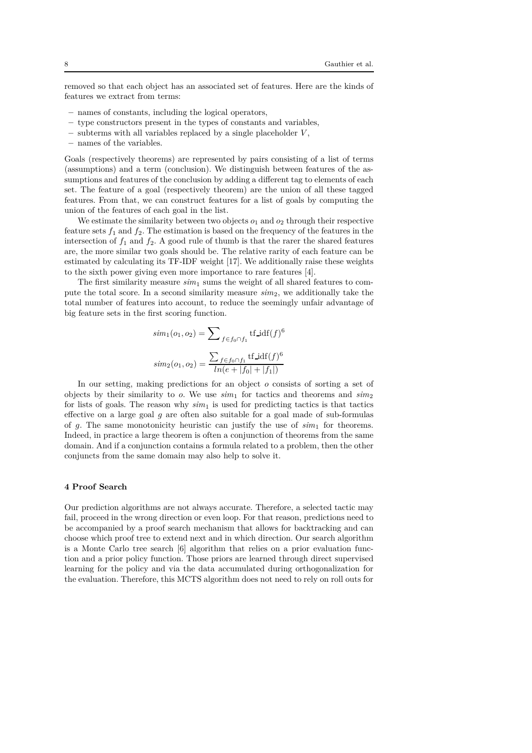removed so that each object has an associated set of features. Here are the kinds of features we extract from terms:

- names of constants, including the logical operators,
- type constructors present in the types of constants and variables,
- subterms with all variables replaced by a single placeholder $V$,
- names of the variables.

Goals (respectively theorems) are represented by pairs consisting of a list of terms (assumptions) and a term (conclusion). We distinguish between features of the assumptions and features of the conclusion by adding a different tag to elements of each set. The feature of a goal (respectively theorem) are the union of all these tagged features. From that, we can construct features for a list of goals by computing the union of the features of each goal in the list.

We estimate the similarity between two objects $o_1$ and $o_2$ through their respective feature sets $f_1$ and $f_2$. The estimation is based on the frequency of the features in the intersection of $f_1$ and $f_2$. A good rule of thumb is that the rarer the shared features are, the more similar two goals should be. The relative rarity of each feature can be estimated by calculating its TF-IDF weight [17]. We additionally raise these weights to the sixth power giving even more importance to rare features [4].

The first similarity measure $sim_1$ sums the weight of all shared features to compute the total score. In a second similarity measure $sim_2$, we additionally take the total number of features into account, to reduce the seemingly unfair advantage of big feature sets in the first scoring function.

$$sim_1(o_1, o_2) = \sum\nolimits_{f \in f_0 \cap f_1} \text{tf\_idf}(f)^6$$

$$sim_2(o_1, o_2) = \frac{\sum_{f \in f_0 \cap f_1} \text{tf\_idf}(f)^6}{ln(e + |f_0| + |f_1|)}$$

In our setting, making predictions for an object $o$ consists of sorting a set of objects by their similarity to $o$. We use $sim_1$ for tactics and theorems and $sim_2$ for lists of goals. The reason why $sim_1$ is used for predicting tactics is that tactics effective on a large goal $g$ are often also suitable for a goal made of sub-formulas of $g$. The same monotonicity heuristic can justify the use of $sim_1$ for theorems. Indeed, in practice a large theorem is often a conjunction of theorems from the same domain. And if a conjunction contains a formula related to a problem, then the other conjuncts from the same domain may also help to solve it.

## 4 Proof Search

Our prediction algorithms are not always accurate. Therefore, a selected tactic may fail, proceed in the wrong direction or even loop. For that reason, predictions need to be accompanied by a proof search mechanism that allows for backtracking and can choose which proof tree to extend next and in which direction. Our search algorithm is a Monte Carlo tree search [6] algorithm that relies on a prior evaluation function and a prior policy function. Those priors are learned through direct supervised learning for the policy and via the data accumulated during orthogonalization for the evaluation. Therefore, this MCTS algorithm does not need to rely on roll outs for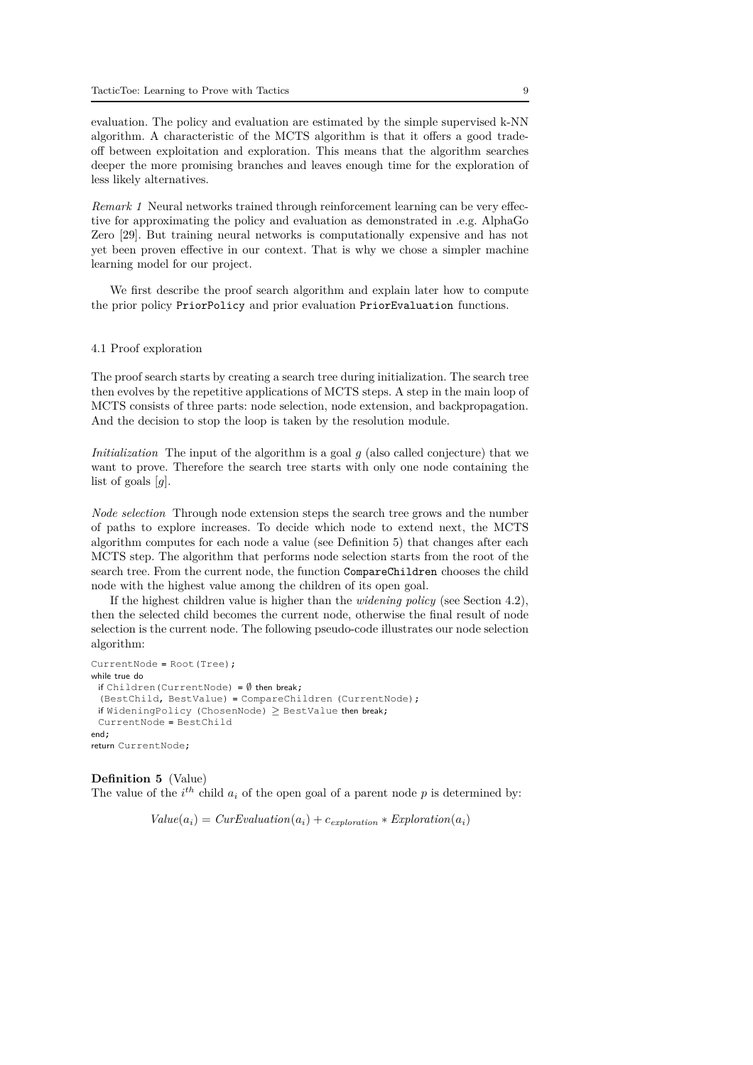evaluation. The policy and evaluation are estimated by the simple supervised k-NN algorithm. A characteristic of the MCTS algorithm is that it offers a good trade-off between exploitation and exploration. This means that the algorithm searches deeper the more promising branches and leaves enough time for the exploration of less likely alternatives.

*Remark 1* Neural networks trained through reinforcement learning can be very effective for approximating the policy and evaluation as demonstrated in .e.g. AlphaGo Zero [29]. But training neural networks is computationally expensive and has not yet been proven effective in our context. That is why we chose a simpler machine learning model for our project.

We first describe the proof search algorithm and explain later how to compute the prior policy `PriorPolicy` and prior evaluation `PriorEvaluation` functions.

### 4.1 Proof exploration

The proof search starts by creating a search tree during initialization. The search tree then evolves by the repetitive applications of MCTS steps. A step in the main loop of MCTS consists of three parts: node selection, node extension, and backpropagation. And the decision to stop the loop is taken by the resolution module.

*Initialization* The input of the algorithm is a goal $g$ (also called conjecture) that we want to prove. Therefore the search tree starts with only one node containing the list of goals $[g]$.

*Node selection* Through node extension steps the search tree grows and the number of paths to explore increases. To decide which node to extend next, the MCTS algorithm computes for each node a value (see Definition 5) that changes after each MCTS step. The algorithm that performs node selection starts from the root of the search tree. From the current node, the function `CompareChildren` chooses the child node with the highest value among the children of its open goal.

If the highest children value is higher than the *widening policy* (see Section 4.2), then the selected child becomes the current node, otherwise the final result of node selection is the current node. The following pseudo-code illustrates our node selection algorithm:

```
CurrentNode = Root(Tree);
while true do
  if Children(CurrentNode) = ∅ then break;
  (BestChild, BestValue) = CompareChildren (CurrentNode);
  if WideningPolicy (ChosenNode) ≥ BestValue then break;
  CurrentNode = BestChild
end;
return CurrentNode;
```

**Definition 5** (Value)
The value of the $i^{th}$ child $a_i$ of the open goal of a parent node $p$ is determined by:

$$Value(a_i) = CurEvaluation(a_i) + c_{exploration} * Exploration(a_i)$$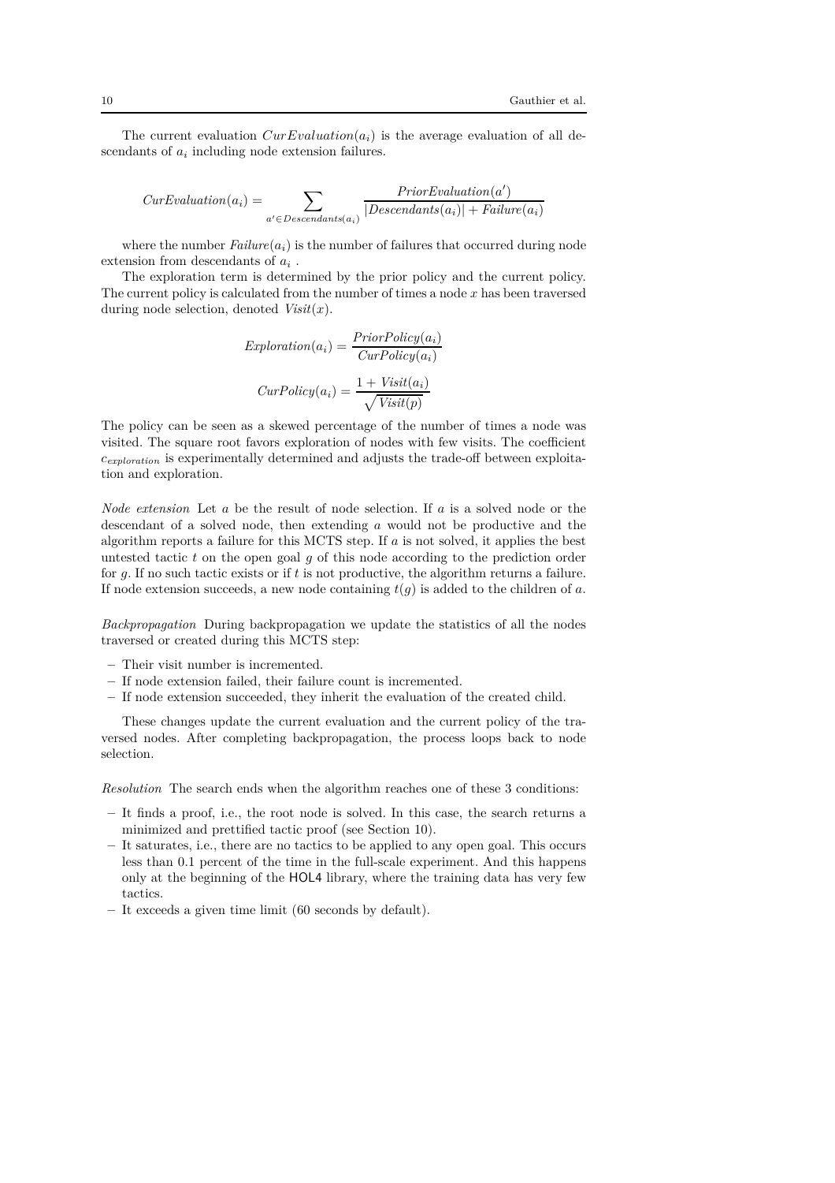The current evaluation $CurEvaluation(a_i)$ is the average evaluation of all descendants of $a_i$ including node extension failures.

$$CurEvaluation(a_i) = \sum_{a' \in Descendants(a_i)} \frac{PriorEvaluation(a')}{|Descendants(a_i)| + Failure(a_i)}$$

where the number $Failure(a_i)$ is the number of failures that occurred during node extension from descendants of $a_i$ .

The exploration term is determined by the prior policy and the current policy. The current policy is calculated from the number of times a node $x$ has been traversed during node selection, denoted $Visit(x)$.

$$Exploration(a_i) = \frac{PriorPolicy(a_i)}{CurPolicy(a_i)}$$

$$CurPolicy(a_i) = \frac{1 + Visit(a_i)}{\sqrt{Visit(p)}}$$

The policy can be seen as a skewed percentage of the number of times a node was visited. The square root favors exploration of nodes with few visits. The coefficient $c_{exploration}$ is experimentally determined and adjusts the trade-off between exploitation and exploration.

*Node extension* Let $a$ be the result of node selection. If $a$ is a solved node or the descendant of a solved node, then extending $a$ would not be productive and the algorithm reports a failure for this MCTS step. If $a$ is not solved, it applies the best untested tactic $t$ on the open goal $g$ of this node according to the prediction order for $g$. If no such tactic exists or if $t$ is not productive, the algorithm returns a failure. If node extension succeeds, a new node containing $t(g)$ is added to the children of $a$.

*Backpropagation* During backpropagation we update the statistics of all the nodes traversed or created during this MCTS step:

- Their visit number is incremented.
- If node extension failed, their failure count is incremented.
- If node extension succeeded, they inherit the evaluation of the created child.

These changes update the current evaluation and the current policy of the traversed nodes. After completing backpropagation, the process loops back to node selection.

*Resolution* The search ends when the algorithm reaches one of these 3 conditions:

- It finds a proof, i.e., the root node is solved. In this case, the search returns a minimized and prettified tactic proof (see Section 10).
- It saturates, i.e., there are no tactics to be applied to any open goal. This occurs less than 0.1 percent of the time in the full-scale experiment. And this happens only at the beginning of the HOL4 library, where the training data has very few tactics.
- It exceeds a given time limit (60 seconds by default).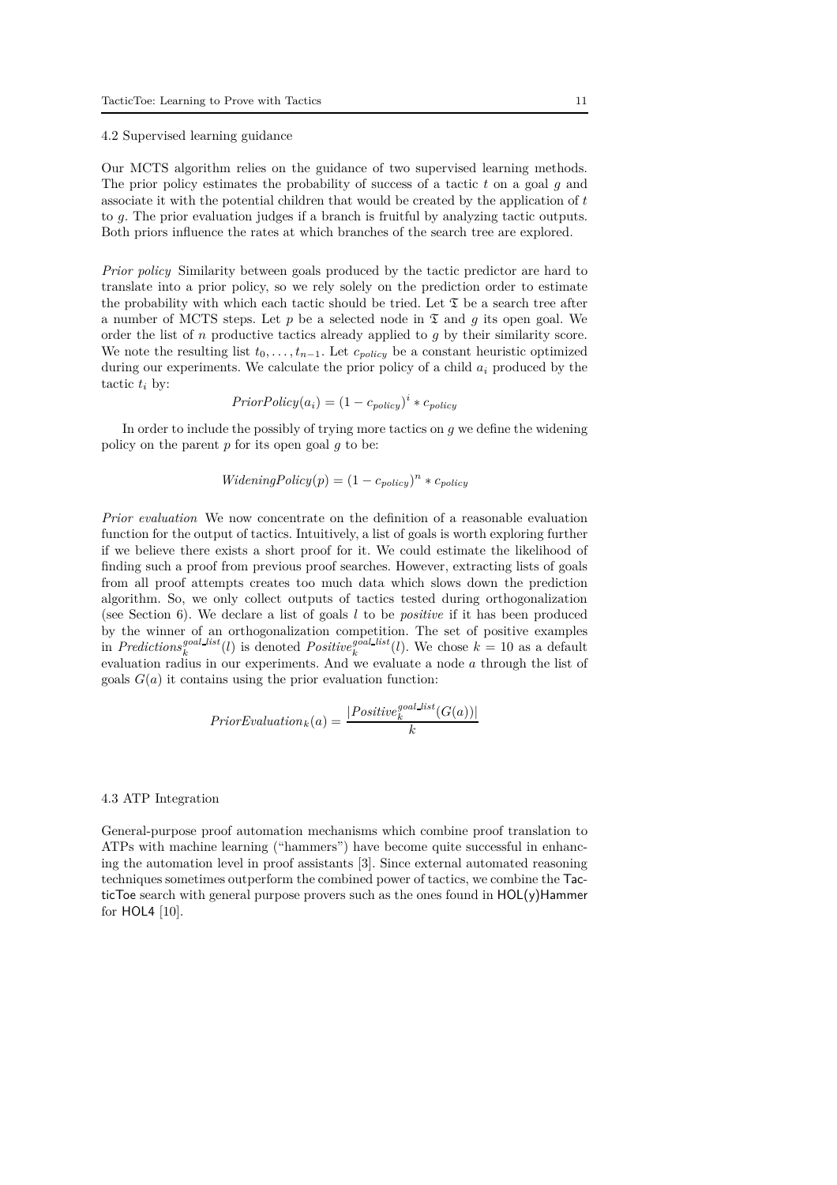### 4.2 Supervised learning guidance

Our MCTS algorithm relies on the guidance of two supervised learning methods. The prior policy estimates the probability of success of a tactic $t$ on a goal $g$ and associate it with the potential children that would be created by the application of $t$ to $g$. The prior evaluation judges if a branch is fruitful by analyzing tactic outputs. Both priors influence the rates at which branches of the search tree are explored.

*Prior policy* Similarity between goals produced by the tactic predictor are hard to translate into a prior policy, so we rely solely on the prediction order to estimate the probability with which each tactic should be tried. Let $\mathfrak{T}$ be a search tree after a number of MCTS steps. Let $p$ be a selected node in $\mathfrak{T}$ and $g$ its open goal. We order the list of $n$ productive tactics already applied to $g$ by their similarity score. We note the resulting list $t_0, \ldots, t_{n-1}$. Let $c_{policy}$ be a constant heuristic optimized during our experiments. We calculate the prior policy of a child $a_i$ produced by the tactic $t_i$ by:

$$PriorPolicy(a_i) = (1 - c_{policy})^i * c_{policy}$$

In order to include the possibly of trying more tactics on $g$ we define the widening policy on the parent $p$ for its open goal $g$ to be:

$$WideningPolicy(p) = (1 - c_{policy})^n * c_{policy}$$

*Prior evaluation* We now concentrate on the definition of a reasonable evaluation function for the output of tactics. Intuitively, a list of goals is worth exploring further if we believe there exists a short proof for it. We could estimate the likelihood of finding such a proof from previous proof searches. However, extracting lists of goals from all proof attempts creates too much data which slows down the prediction algorithm. So, we only collect outputs of tactics tested during orthogonalization (see Section 6). We declare a list of goals $l$ to be *positive* if it has been produced by the winner of an orthogonalization competition. The set of positive examples in $Predictions_k^{goal\_list}(l)$ is denoted $Positive_k^{goal\_list}(l)$. We chose $k = 10$ as a default evaluation radius in our experiments. And we evaluate a node $a$ through the list of goals $G(a)$ it contains using the prior evaluation function:

$$PriorEvaluation_k(a) = \frac{|Positive_k^{goal\_list}(G(a))|}{k}$$

### 4.3 ATP Integration

General-purpose proof automation mechanisms which combine proof translation to ATPs with machine learning ("hammers") have become quite successful in enhancing the automation level in proof assistants [3]. Since external automated reasoning techniques sometimes outperform the combined power of tactics, we combine the TacticToe search with general purpose provers such as the ones found in HOL(y)Hammer for HOL4 [10].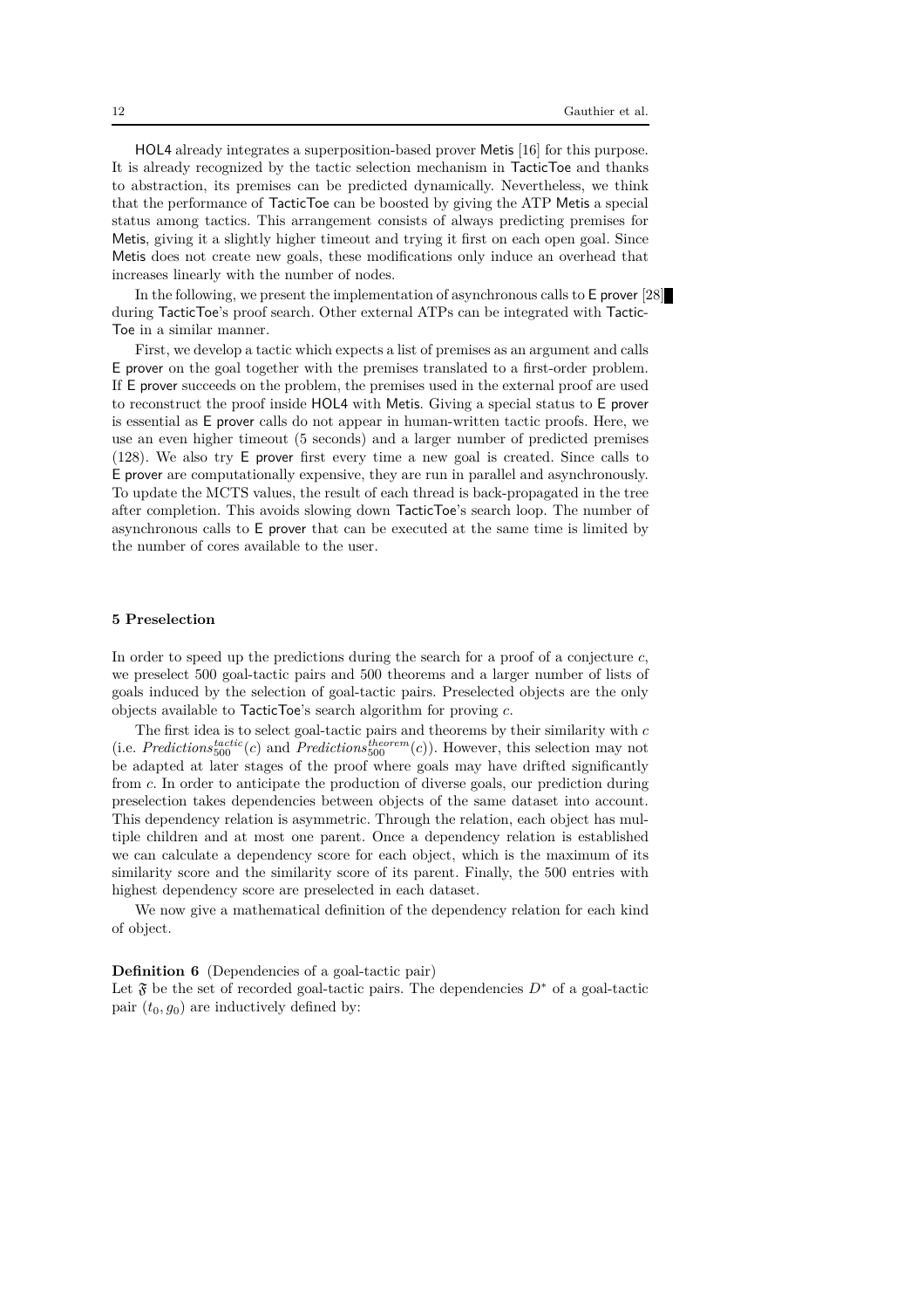HOL4 already integrates a superposition-based prover Metis [16] for this purpose. It is already recognized by the tactic selection mechanism in TacticToe and thanks to abstraction, its premises can be predicted dynamically. Nevertheless, we think that the performance of TacticToe can be boosted by giving the ATP Metis a special status among tactics. This arrangement consists of always predicting premises for Metis, giving it a slightly higher timeout and trying it first on each open goal. Since Metis does not create new goals, these modifications only induce an overhead that increases linearly with the number of nodes.

In the following, we present the implementation of asynchronous calls to E prover [28] during TacticToe's proof search. Other external ATPs can be integrated with TacticToe in a similar manner.

First, we develop a tactic which expects a list of premises as an argument and calls E prover on the goal together with the premises translated to a first-order problem. If E prover succeeds on the problem, the premises used in the external proof are used to reconstruct the proof inside HOL4 with Metis. Giving a special status to E prover is essential as E prover calls do not appear in human-written tactic proofs. Here, we use an even higher timeout (5 seconds) and a larger number of predicted premises (128). We also try E prover first every time a new goal is created. Since calls to E prover are computationally expensive, they are run in parallel and asynchronously. To update the MCTS values, the result of each thread is back-propagated in the tree after completion. This avoids slowing down TacticToe's search loop. The number of asynchronous calls to E prover that can be executed at the same time is limited by the number of cores available to the user.

## 5 Preselection

In order to speed up the predictions during the search for a proof of a conjecture $c$, we preselect 500 goal-tactic pairs and 500 theorems and a larger number of lists of goals induced by the selection of goal-tactic pairs. Preselected objects are the only objects available to TacticToe's search algorithm for proving $c$.

The first idea is to select goal-tactic pairs and theorems by their similarity with $c$ (i.e. $\mathit{Predictions}^{tactic}_{500}(c)$ and $\mathit{Predictions}^{theorem}_{500}(c)$). However, this selection may not be adapted at later stages of the proof where goals may have drifted significantly from $c$. In order to anticipate the production of diverse goals, our prediction during preselection takes dependencies between objects of the same dataset into account. This dependency relation is asymmetric. Through the relation, each object has multiple children and at most one parent. Once a dependency relation is established we can calculate a dependency score for each object, which is the maximum of its similarity score and the similarity score of its parent. Finally, the 500 entries with highest dependency score are preselected in each dataset.

We now give a mathematical definition of the dependency relation for each kind of object.

**Definition 6** (Dependencies of a goal-tactic pair)
Let $\mathfrak{F}$ be the set of recorded goal-tactic pairs. The dependencies $D^*$ of a goal-tactic pair $(t_0, g_0)$ are inductively defined by: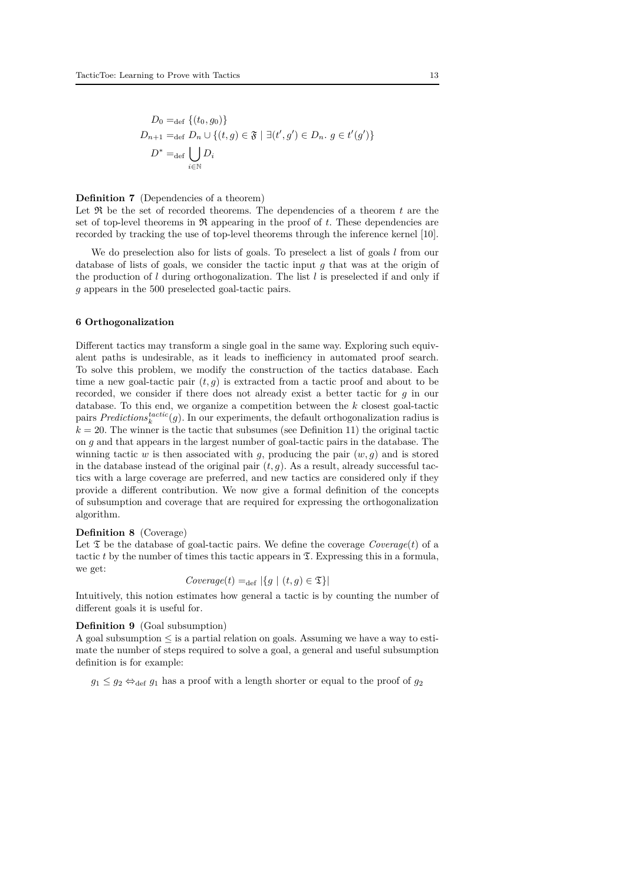$$
\begin{aligned}
D_0 &=_{\text{def}} \{(t_0, g_0)\} \\
D_{n+1} &=_{\text{def}} D_n \cup \{(t, g) \in \mathfrak{F} \mid \exists (t', g') \in D_n.\ g \in t'(g')\} \\
D^* &=_{\text{def}} \bigcup_{i \in \mathbb{N}} D_i
\end{aligned}
$$

**Definition 7** (Dependencies of a theorem)
Let $\mathfrak{R}$ be the set of recorded theorems. The dependencies of a theorem $t$ are the set of top-level theorems in $\mathfrak{R}$ appearing in the proof of $t$. These dependencies are recorded by tracking the use of top-level theorems through the inference kernel [10].

We do preselection also for lists of goals. To preselect a list of goals $l$ from our database of lists of goals, we consider the tactic input $g$ that was at the origin of the production of $l$ during orthogonalization. The list $l$ is preselected if and only if $g$ appears in the 500 preselected goal-tactic pairs.

## 6 Orthogonalization

Different tactics may transform a single goal in the same way. Exploring such equivalent paths is undesirable, as it leads to inefficiency in automated proof search. To solve this problem, we modify the construction of the tactics database. Each time a new goal-tactic pair $(t, g)$ is extracted from a tactic proof and about to be recorded, we consider if there does not already exist a better tactic for $g$ in our database. To this end, we organize a competition between the $k$ closest goal-tactic pairs $\mathit{Predictions}_k^{tactic}(g)$. In our experiments, the default orthogonalization radius is $k = 20$. The winner is the tactic that subsumes (see Definition 11) the original tactic on $g$ and that appears in the largest number of goal-tactic pairs in the database. The winning tactic $w$ is then associated with $g$, producing the pair $(w, g)$ and is stored in the database instead of the original pair $(t, g)$. As a result, already successful tactics with a large coverage are preferred, and new tactics are considered only if they provide a different contribution. We now give a formal definition of the concepts of subsumption and coverage that are required for expressing the orthogonalization algorithm.

**Definition 8** (Coverage)
Let $\mathfrak{T}$ be the database of goal-tactic pairs. We define the coverage $\mathit{Coverage}(t)$ of a tactic $t$ by the number of times this tactic appears in $\mathfrak{T}$. Expressing this in a formula, we get:

$$\mathit{Coverage}(t) =_{\text{def}} |\{g \mid (t, g) \in \mathfrak{T}\}|$$

Intuitively, this notion estimates how general a tactic is by counting the number of different goals it is useful for.

**Definition 9** (Goal subsumption)
A goal subsumption $\leq$ is a partial relation on goals. Assuming we have a way to estimate the number of steps required to solve a goal, a general and useful subsumption definition is for example:

$g_1 \leq g_2 \Leftrightarrow_{\text{def}} g_1$ has a proof with a length shorter or equal to the proof of $g_2$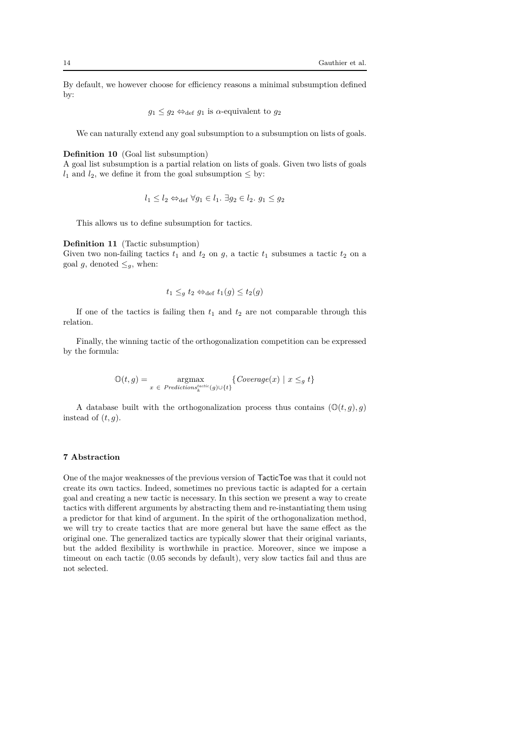By default, we however choose for efficiency reasons a minimal subsumption defined by:

$$g_1 \leq g_2 \Leftrightarrow_{\text{def}} g_1 \text{ is } \alpha\text{-equivalent to } g_2$$

We can naturally extend any goal subsumption to a subsumption on lists of goals.

**Definition 10** (Goal list subsumption)
A goal list subsumption is a partial relation on lists of goals. Given two lists of goals $l_1$ and $l_2$, we define it from the goal subsumption $\leq$ by:

$$l_1 \leq l_2 \Leftrightarrow_{\text{def}} \forall g_1 \in l_1.\ \exists g_2 \in l_2.\ g_1 \leq g_2$$

This allows us to define subsumption for tactics.

**Definition 11** (Tactic subsumption)
Given two non-failing tactics $t_1$ and $t_2$ on $g$, a tactic $t_1$ subsumes a tactic $t_2$ on a goal $g$, denoted $\leq_g$, when:

$$t_1 \leq_g t_2 \Leftrightarrow_{\text{def}} t_1(g) \leq t_2(g)$$

If one of the tactics is failing then $t_1$ and $t_2$ are not comparable through this relation.

Finally, the winning tactic of the orthogonalization competition can be expressed by the formula:

$$\mathbb{O}(t,g) = \underset{x\ \in\ \mathit{Predictions}_k^{\mathit{tactic}}(g) \cup \{t\}}{\operatorname{argmax}} \{\mathit{Coverage}(x) \mid x \leq_g t\}$$

A database built with the orthogonalization process thus contains $(\mathbb{O}(t,g), g)$ instead of $(t, g)$.

## 7 Abstraction

One of the major weaknesses of the previous version of TacticToe was that it could not create its own tactics. Indeed, sometimes no previous tactic is adapted for a certain goal and creating a new tactic is necessary. In this section we present a way to create tactics with different arguments by abstracting them and re-instantiating them using a predictor for that kind of argument. In the spirit of the orthogonalization method, we will try to create tactics that are more general but have the same effect as the original one. The generalized tactics are typically slower that their original variants, but the added flexibility is worthwhile in practice. Moreover, since we impose a timeout on each tactic (0.05 seconds by default), very slow tactics fail and thus are not selected.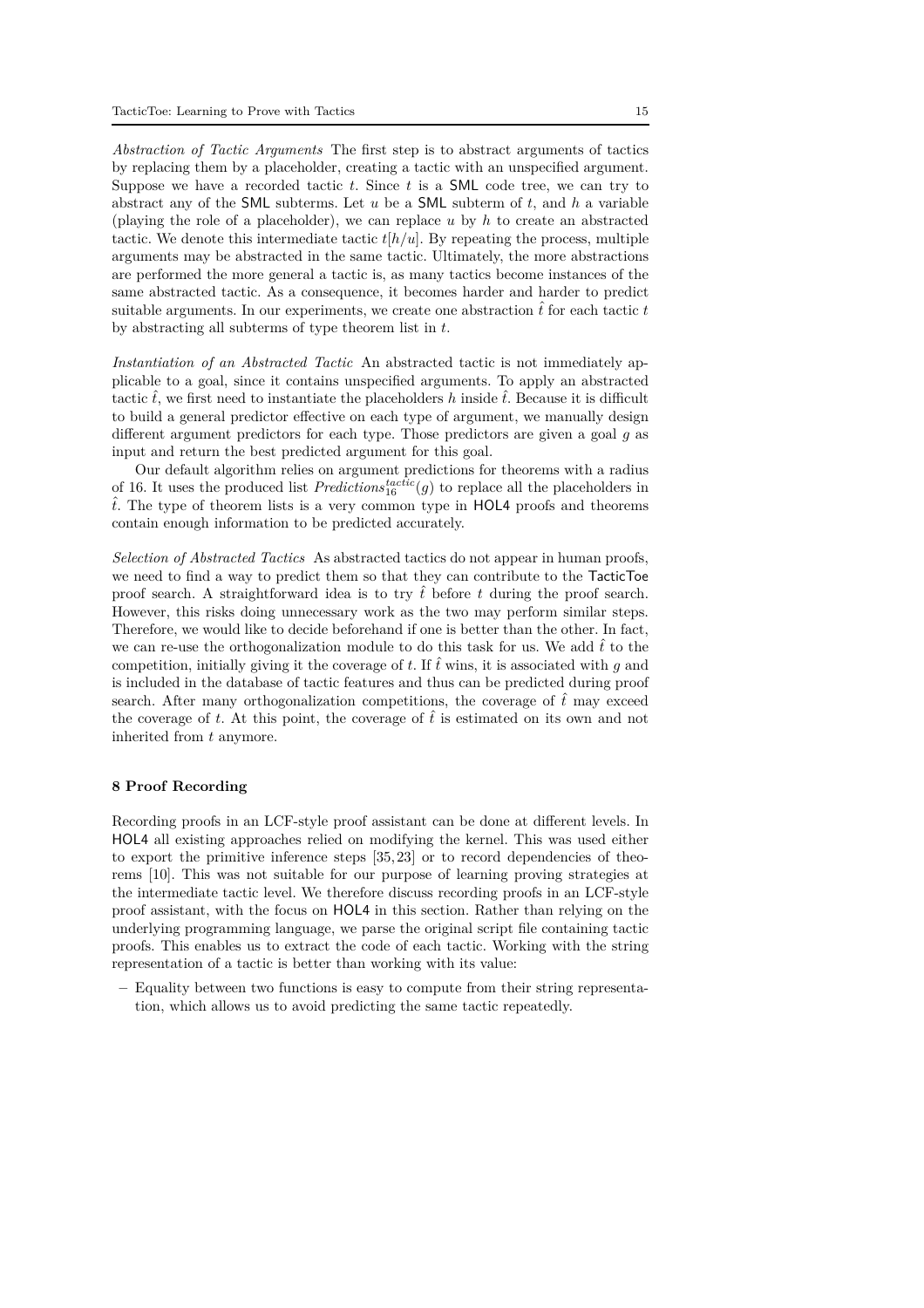*Abstraction of Tactic Arguments* The first step is to abstract arguments of tactics by replacing them by a placeholder, creating a tactic with an unspecified argument. Suppose we have a recorded tactic $t$. Since $t$ is a SML code tree, we can try to abstract any of the SML subterms. Let $u$ be a SML subterm of $t$, and $h$ a variable (playing the role of a placeholder), we can replace $u$ by $h$ to create an abstracted tactic. We denote this intermediate tactic $t[h/u]$. By repeating the process, multiple arguments may be abstracted in the same tactic. Ultimately, the more abstractions are performed the more general a tactic is, as many tactics become instances of the same abstracted tactic. As a consequence, it becomes harder and harder to predict suitable arguments. In our experiments, we create one abstraction $\hat{t}$ for each tactic $t$ by abstracting all subterms of type theorem list in $t$.

*Instantiation of an Abstracted Tactic* An abstracted tactic is not immediately applicable to a goal, since it contains unspecified arguments. To apply an abstracted tactic $\hat{t}$, we first need to instantiate the placeholders $h$ inside $\hat{t}$. Because it is difficult to build a general predictor effective on each type of argument, we manually design different argument predictors for each type. Those predictors are given a goal $g$ as input and return the best predicted argument for this goal.

Our default algorithm relies on argument predictions for theorems with a radius of 16. It uses the produced list $\mathit{Predictions}^{tactic}_{16}(g)$ to replace all the placeholders in $\hat{t}$. The type of theorem lists is a very common type in HOL4 proofs and theorems contain enough information to be predicted accurately.

*Selection of Abstracted Tactics* As abstracted tactics do not appear in human proofs, we need to find a way to predict them so that they can contribute to the TacticToe proof search. A straightforward idea is to try $\hat{t}$ before $t$ during the proof search. However, this risks doing unnecessary work as the two may perform similar steps. Therefore, we would like to decide beforehand if one is better than the other. In fact, we can re-use the orthogonalization module to do this task for us. We add $\hat{t}$ to the competition, initially giving it the coverage of $t$. If $\hat{t}$ wins, it is associated with $g$ and is included in the database of tactic features and thus can be predicted during proof search. After many orthogonalization competitions, the coverage of $\hat{t}$ may exceed the coverage of $t$. At this point, the coverage of $\hat{t}$ is estimated on its own and not inherited from $t$ anymore.

## 8 Proof Recording

Recording proofs in an LCF-style proof assistant can be done at different levels. In HOL4 all existing approaches relied on modifying the kernel. This was used either to export the primitive inference steps [35, 23] or to record dependencies of theorems [10]. This was not suitable for our purpose of learning proving strategies at the intermediate tactic level. We therefore discuss recording proofs in an LCF-style proof assistant, with the focus on HOL4 in this section. Rather than relying on the underlying programming language, we parse the original script file containing tactic proofs. This enables us to extract the code of each tactic. Working with the string representation of a tactic is better than working with its value:

– Equality between two functions is easy to compute from their string representation, which allows us to avoid predicting the same tactic repeatedly.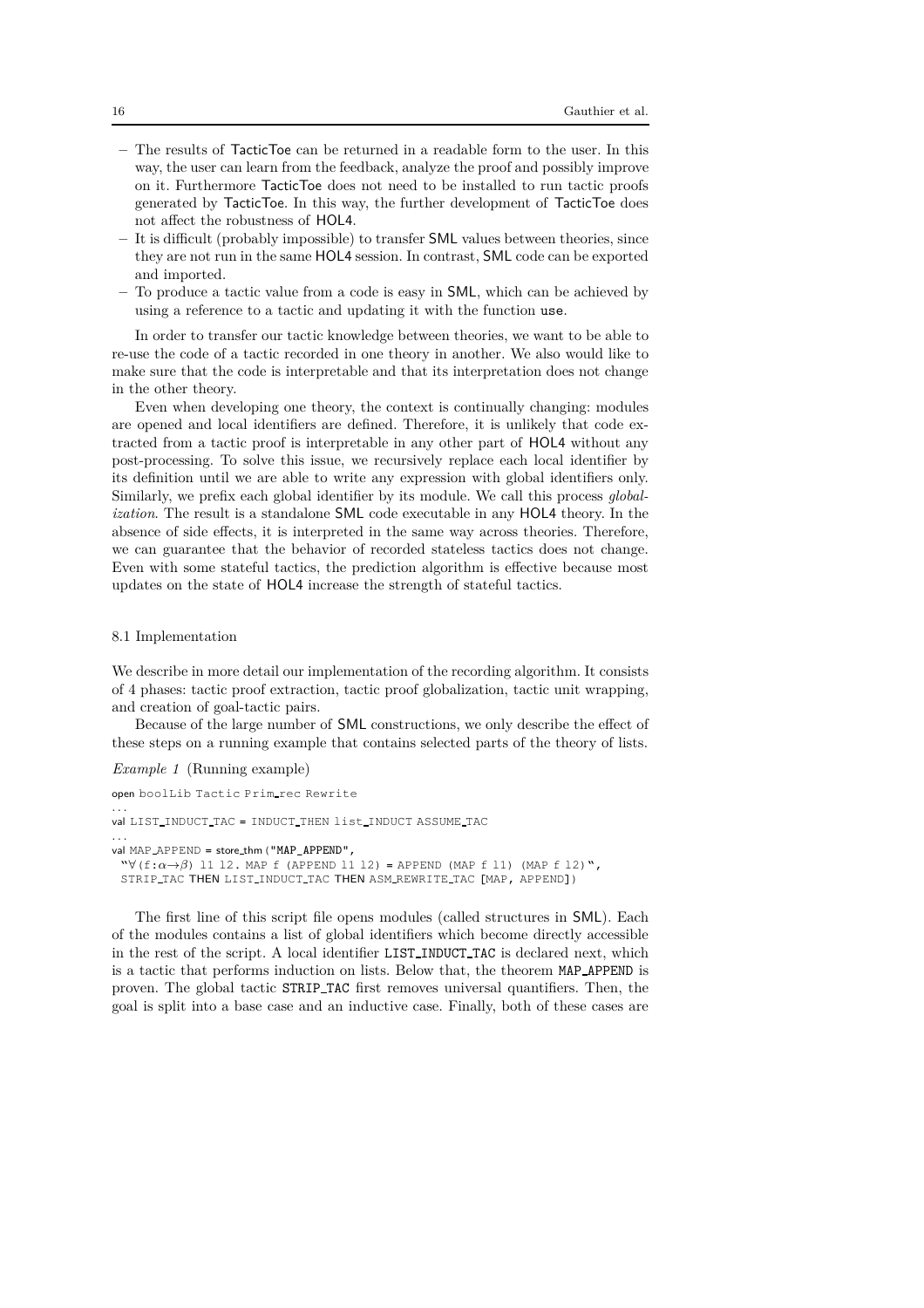– The results of TacticToe can be returned in a readable form to the user. In this way, the user can learn from the feedback, analyze the proof and possibly improve on it. Furthermore TacticToe does not need to be installed to run tactic proofs generated by TacticToe. In this way, the further development of TacticToe does not affect the robustness of HOL4.
– It is difficult (probably impossible) to transfer SML values between theories, since they are not run in the same HOL4 session. In contrast, SML code can be exported and imported.
– To produce a tactic value from a code is easy in SML, which can be achieved by using a reference to a tactic and updating it with the function `use`.

In order to transfer our tactic knowledge between theories, we want to be able to re-use the code of a tactic recorded in one theory in another. We also would like to make sure that the code is interpretable and that its interpretation does not change in the other theory.

Even when developing one theory, the context is continually changing: modules are opened and local identifiers are defined. Therefore, it is unlikely that code extracted from a tactic proof is interpretable in any other part of HOL4 without any post-processing. To solve this issue, we recursively replace each local identifier by its definition until we are able to write any expression with global identifiers only. Similarly, we prefix each global identifier by its module. We call this process *globalization*. The result is a standalone SML code executable in any HOL4 theory. In the absence of side effects, it is interpreted in the same way across theories. Therefore, we can guarantee that the behavior of recorded stateless tactics does not change. Even with some stateful tactics, the prediction algorithm is effective because most updates on the state of HOL4 increase the strength of stateful tactics.

### 8.1 Implementation

We describe in more detail our implementation of the recording algorithm. It consists of 4 phases: tactic proof extraction, tactic proof globalization, tactic unit wrapping, and creation of goal-tactic pairs.

Because of the large number of SML constructions, we only describe the effect of these steps on a running example that contains selected parts of the theory of lists.

*Example 1* (Running example)

```
open boolLib Tactic Prim_rec Rewrite
...
val LIST_INDUCT_TAC = INDUCT_THEN list_INDUCT ASSUME_TAC
...
val MAP_APPEND = store_thm ("MAP_APPEND",
  ``∀(f:α→β) l1 l2. MAP f (APPEND l1 l2) = APPEND (MAP f l1) (MAP f l2)``,
  STRIP_TAC THEN LIST_INDUCT_TAC THEN ASM_REWRITE_TAC [MAP, APPEND])
```

The first line of this script file opens modules (called structures in SML). Each of the modules contains a list of global identifiers which become directly accessible in the rest of the script. A local identifier `LIST_INDUCT_TAC` is declared next, which is a tactic that performs induction on lists. Below that, the theorem `MAP_APPEND` is proven. The global tactic `STRIP_TAC` first removes universal quantifiers. Then, the goal is split into a base case and an inductive case. Finally, both of these cases are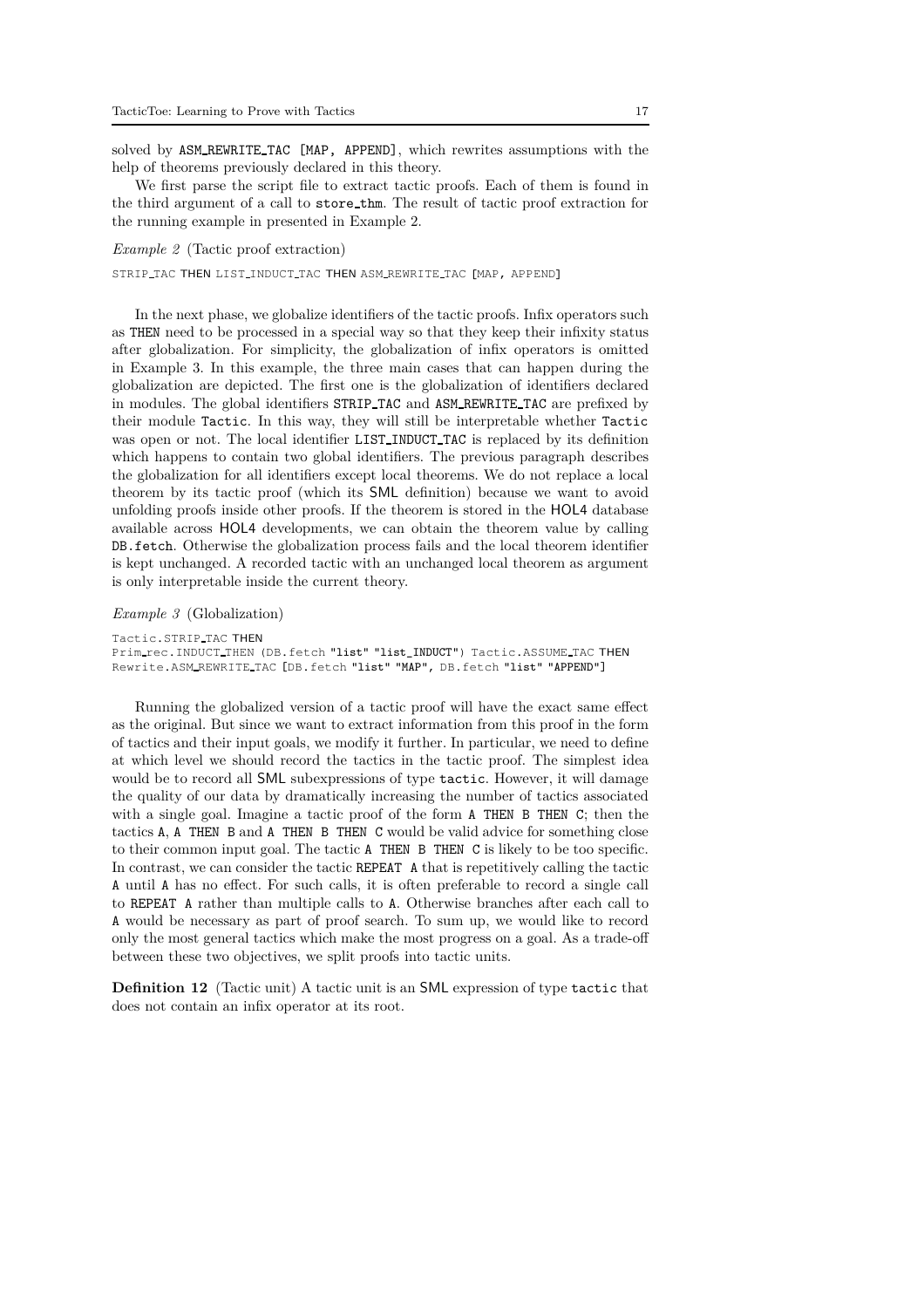solved by `ASM_REWRITE_TAC [MAP, APPEND]`, which rewrites assumptions with the help of theorems previously declared in this theory.

We first parse the script file to extract tactic proofs. Each of them is found in the third argument of a call to `store_thm`. The result of tactic proof extraction for the running example in presented in Example 2.

*Example 2* (Tactic proof extraction)

```
STRIP_TAC THEN LIST_INDUCT_TAC THEN ASM_REWRITE_TAC [MAP, APPEND]
```

In the next phase, we globalize identifiers of the tactic proofs. Infix operators such as `THEN` need to be processed in a special way so that they keep their infixity status after globalization. For simplicity, the globalization of infix operators is omitted in Example 3. In this example, the three main cases that can happen during the globalization are depicted. The first one is the globalization of identifiers declared in modules. The global identifiers `STRIP_TAC` and `ASM_REWRITE_TAC` are prefixed by their module `Tactic`. In this way, they will still be interpretable whether `Tactic` was open or not. The local identifier `LIST_INDUCT_TAC` is replaced by its definition which happens to contain two global identifiers. The previous paragraph describes the globalization for all identifiers except local theorems. We do not replace a local theorem by its tactic proof (which its SML definition) because we want to avoid unfolding proofs inside other proofs. If the theorem is stored in the HOL4 database available across HOL4 developments, we can obtain the theorem value by calling `DB.fetch`. Otherwise the globalization process fails and the local theorem identifier is kept unchanged. A recorded tactic with an unchanged local theorem as argument is only interpretable inside the current theory.

*Example 3* (Globalization)

```
Tactic.STRIP_TAC THEN
Prim_rec.INDUCT_THEN (DB.fetch "list" "list_INDUCT") Tactic.ASSUME_TAC THEN
Rewrite.ASM_REWRITE_TAC [DB.fetch "list" "MAP", DB.fetch "list" "APPEND"]
```

Running the globalized version of a tactic proof will have the exact same effect as the original. But since we want to extract information from this proof in the form of tactics and their input goals, we modify it further. In particular, we need to define at which level we should record the tactics in the tactic proof. The simplest idea would be to record all SML subexpressions of type `tactic`. However, it will damage the quality of our data by dramatically increasing the number of tactics associated with a single goal. Imagine a tactic proof of the form `A THEN B THEN C`; then the tactics `A`, `A THEN B` and `A THEN B THEN C` would be valid advice for something close to their common input goal. The tactic `A THEN B THEN C` is likely to be too specific. In contrast, we can consider the tactic `REPEAT A` that is repetitively calling the tactic `A` until `A` has no effect. For such calls, it is often preferable to record a single call to `REPEAT A` rather than multiple calls to `A`. Otherwise branches after each call to `A` would be necessary as part of proof search. To sum up, we would like to record only the most general tactics which make the most progress on a goal. As a trade-off between these two objectives, we split proofs into tactic units.

**Definition 12** (Tactic unit) A tactic unit is an SML expression of type `tactic` that does not contain an infix operator at its root.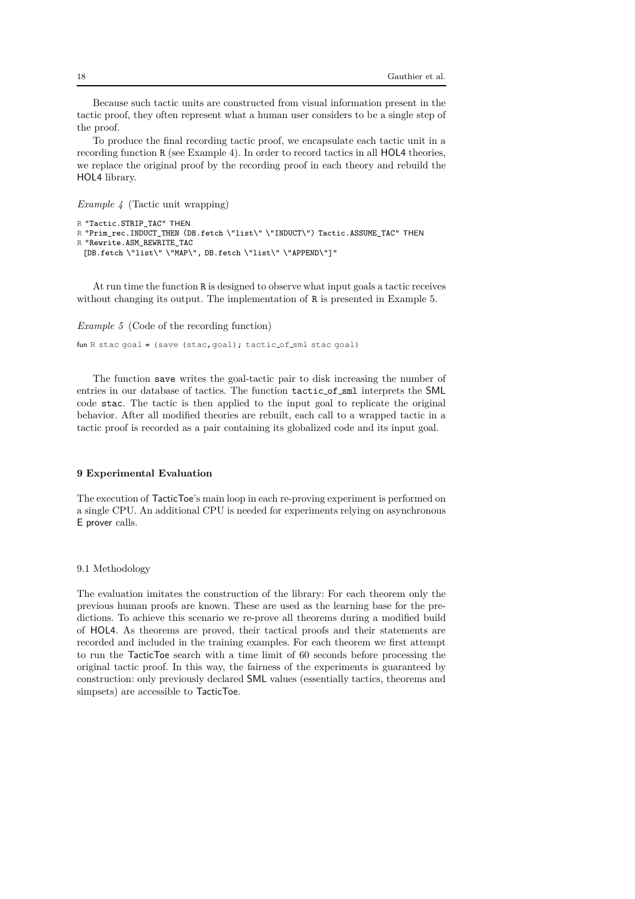Because such tactic units are constructed from visual information present in the tactic proof, they often represent what a human user considers to be a single step of the proof.

To produce the final recording tactic proof, we encapsulate each tactic unit in a recording function R (see Example 4). In order to record tactics in all HOL4 theories, we replace the original proof by the recording proof in each theory and rebuild the HOL4 library.

*Example 4* (Tactic unit wrapping)

```
R "Tactic.STRIP_TAC" THEN
R "Prim_rec.INDUCT_THEN (DB.fetch \"list\" \"INDUCT\") Tactic.ASSUME_TAC" THEN
R "Rewrite.ASM_REWRITE_TAC
  [DB.fetch \"list\" \"MAP\", DB.fetch \"list\" \"APPEND\"]"
```

At run time the function R is designed to observe what input goals a tactic receives without changing its output. The implementation of R is presented in Example 5.

*Example 5* (Code of the recording function)

```
fun R stac goal = (save (stac,goal); tactic_of_sml stac goal)
```

The function save writes the goal-tactic pair to disk increasing the number of entries in our database of tactics. The function tactic_of_sml interprets the SML code stac. The tactic is then applied to the input goal to replicate the original behavior. After all modified theories are rebuilt, each call to a wrapped tactic in a tactic proof is recorded as a pair containing its globalized code and its input goal.

## 9 Experimental Evaluation

The execution of TacticToe's main loop in each re-proving experiment is performed on a single CPU. An additional CPU is needed for experiments relying on asynchronous E prover calls.

### 9.1 Methodology

The evaluation imitates the construction of the library: For each theorem only the previous human proofs are known. These are used as the learning base for the predictions. To achieve this scenario we re-prove all theorems during a modified build of HOL4. As theorems are proved, their tactical proofs and their statements are recorded and included in the training examples. For each theorem we first attempt to run the TacticToe search with a time limit of 60 seconds before processing the original tactic proof. In this way, the fairness of the experiments is guaranteed by construction: only previously declared SML values (essentially tactics, theorems and simpsets) are accessible to TacticToe.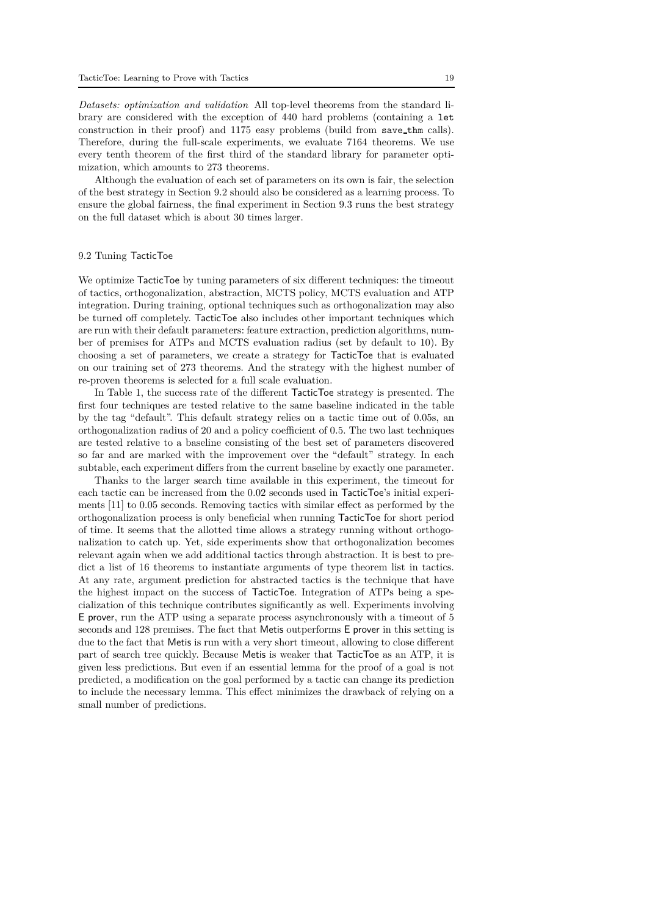*Datasets: optimization and validation* All top-level theorems from the standard library are considered with the exception of 440 hard problems (containing a `let` construction in their proof) and 1175 easy problems (build from `save_thm` calls). Therefore, during the full-scale experiments, we evaluate 7164 theorems. We use every tenth theorem of the first third of the standard library for parameter optimization, which amounts to 273 theorems.

Although the evaluation of each set of parameters on its own is fair, the selection of the best strategy in Section 9.2 should also be considered as a learning process. To ensure the global fairness, the final experiment in Section 9.3 runs the best strategy on the full dataset which is about 30 times larger.

### 9.2 Tuning TacticToe

We optimize TacticToe by tuning parameters of six different techniques: the timeout of tactics, orthogonalization, abstraction, MCTS policy, MCTS evaluation and ATP integration. During training, optional techniques such as orthogonalization may also be turned off completely. TacticToe also includes other important techniques which are run with their default parameters: feature extraction, prediction algorithms, number of premises for ATPs and MCTS evaluation radius (set by default to 10). By choosing a set of parameters, we create a strategy for TacticToe that is evaluated on our training set of 273 theorems. And the strategy with the highest number of re-proven theorems is selected for a full scale evaluation.

In Table 1, the success rate of the different TacticToe strategy is presented. The first four techniques are tested relative to the same baseline indicated in the table by the tag "default". This default strategy relies on a tactic time out of 0.05s, an orthogonalization radius of 20 and a policy coefficient of 0.5. The two last techniques are tested relative to a baseline consisting of the best set of parameters discovered so far and are marked with the improvement over the "default" strategy. In each subtable, each experiment differs from the current baseline by exactly one parameter.

Thanks to the larger search time available in this experiment, the timeout for each tactic can be increased from the 0.02 seconds used in TacticToe's initial experiments [11] to 0.05 seconds. Removing tactics with similar effect as performed by the orthogonalization process is only beneficial when running TacticToe for short period of time. It seems that the allotted time allows a strategy running without orthogonalization to catch up. Yet, side experiments show that orthogonalization becomes relevant again when we add additional tactics through abstraction. It is best to predict a list of 16 theorems to instantiate arguments of type theorem list in tactics. At any rate, argument prediction for abstracted tactics is the technique that have the highest impact on the success of TacticToe. Integration of ATPs being a specialization of this technique contributes significantly as well. Experiments involving E prover, run the ATP using a separate process asynchronously with a timeout of 5 seconds and 128 premises. The fact that Metis outperforms E prover in this setting is due to the fact that Metis is run with a very short timeout, allowing to close different part of search tree quickly. Because Metis is weaker that TacticToe as an ATP, it is given less predictions. But even if an essential lemma for the proof of a goal is not predicted, a modification on the goal performed by a tactic can change its prediction to include the necessary lemma. This effect minimizes the drawback of relying on a small number of predictions.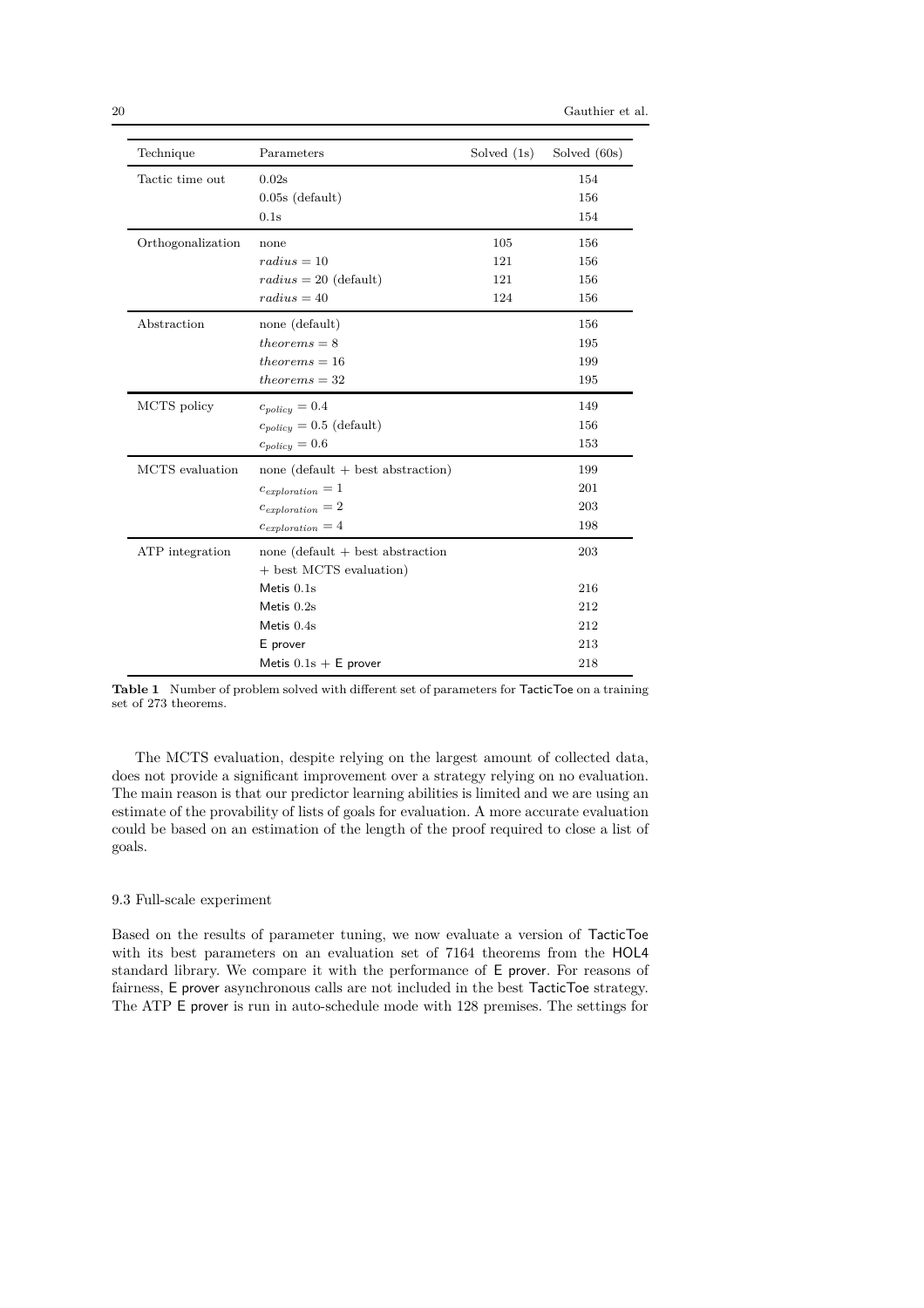| Technique | Parameters | Solved (1s) | Solved (60s) |
|---|---|---|---|
| Tactic time out | 0.02s | | 154 |
| | 0.05s (default) | | 156 |
| | 0.1s | | 154 |
| Orthogonalization | none | 105 | 156 |
| | $radius = 10$ | 121 | 156 |
| | $radius = 20$ (default) | 121 | 156 |
| | $radius = 40$ | 124 | 156 |
| Abstraction | none (default) | | 156 |
| | $theorems = 8$ | | 195 |
| | $theorems = 16$ | | 199 |
| | $theorems = 32$ | | 195 |
| MCTS policy | $c_{policy} = 0.4$ | | 149 |
| | $c_{policy} = 0.5$ (default) | | 156 |
| | $c_{policy} = 0.6$ | | 153 |
| MCTS evaluation | none (default + best abstraction) | | 199 |
| | $c_{exploration} = 1$ | | 201 |
| | $c_{exploration} = 2$ | | 203 |
| | $c_{exploration} = 4$ | | 198 |
| ATP integration | none (default + best abstraction + best MCTS evaluation) | | 203 |
| | Metis 0.1s | | 216 |
| | Metis 0.2s | | 212 |
| | Metis 0.4s | | 212 |
| | E prover | | 213 |
| | Metis 0.1s + E prover | | 218 |

**Table 1** Number of problem solved with different set of parameters for TacticToe on a training set of 273 theorems.

The MCTS evaluation, despite relying on the largest amount of collected data, does not provide a significant improvement over a strategy relying on no evaluation. The main reason is that our predictor learning abilities is limited and we are using an estimate of the provability of lists of goals for evaluation. A more accurate evaluation could be based on an estimation of the length of the proof required to close a list of goals.

### 9.3 Full-scale experiment

Based on the results of parameter tuning, we now evaluate a version of TacticToe with its best parameters on an evaluation set of 7164 theorems from the HOL4 standard library. We compare it with the performance of E prover. For reasons of fairness, E prover asynchronous calls are not included in the best TacticToe strategy. The ATP E prover is run in auto-schedule mode with 128 premises. The settings for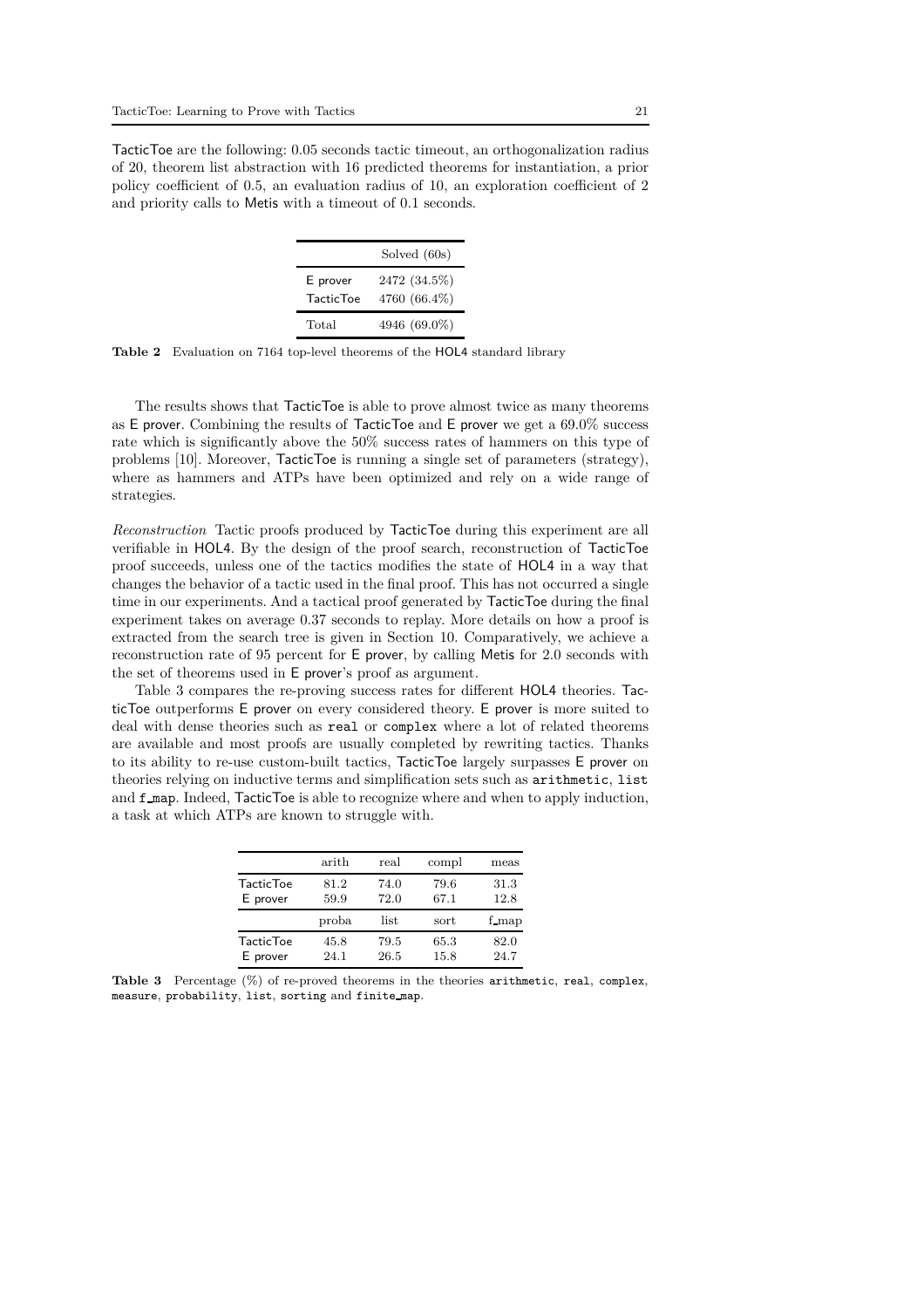TacticToe are the following: 0.05 seconds tactic timeout, an orthogonalization radius of 20, theorem list abstraction with 16 predicted theorems for instantiation, a prior policy coefficient of 0.5, an evaluation radius of 10, an exploration coefficient of 2 and priority calls to Metis with a timeout of 0.1 seconds.

| | Solved (60s) |
|---|---|
| E prover | 2472 (34.5%) |
| TacticToe | 4760 (66.4%) |
| Total | 4946 (69.0%) |

**Table 2** Evaluation on 7164 top-level theorems of the HOL4 standard library

The results shows that TacticToe is able to prove almost twice as many theorems as E prover. Combining the results of TacticToe and E prover we get a 69.0% success rate which is significantly above the 50% success rates of hammers on this type of problems [10]. Moreover, TacticToe is running a single set of parameters (strategy), where as hammers and ATPs have been optimized and rely on a wide range of strategies.

*Reconstruction* Tactic proofs produced by TacticToe during this experiment are all verifiable in HOL4. By the design of the proof search, reconstruction of TacticToe proof succeeds, unless one of the tactics modifies the state of HOL4 in a way that changes the behavior of a tactic used in the final proof. This has not occurred a single time in our experiments. And a tactical proof generated by TacticToe during the final experiment takes on average 0.37 seconds to replay. More details on how a proof is extracted from the search tree is given in Section 10. Comparatively, we achieve a reconstruction rate of 95 percent for E prover, by calling Metis for 2.0 seconds with the set of theorems used in E prover's proof as argument.

Table 3 compares the re-proving success rates for different HOL4 theories. TacticToe outperforms E prover on every considered theory. E prover is more suited to deal with dense theories such as `real` or `complex` where a lot of related theorems are available and most proofs are usually completed by rewriting tactics. Thanks to its ability to re-use custom-built tactics, TacticToe largely surpasses E prover on theories relying on inductive terms and simplification sets such as `arithmetic`, `list` and `f_map`. Indeed, TacticToe is able to recognize where and when to apply induction, a task at which ATPs are known to struggle with.

| | arith | real | compl | meas |
|---|---|---|---|---|
| TacticToe | 81.2 | 74.0 | 79.6 | 31.3 |
| E prover | 59.9 | 72.0 | 67.1 | 12.8 |
| | proba | list | sort | f_map |
| TacticToe | 45.8 | 79.5 | 65.3 | 82.0 |
| E prover | 24.1 | 26.5 | 15.8 | 24.7 |

**Table 3** Percentage (%) of re-proved theorems in the theories `arithmetic`, `real`, `complex`, `measure`, `probability`, `list`, `sorting` and `finite_map`.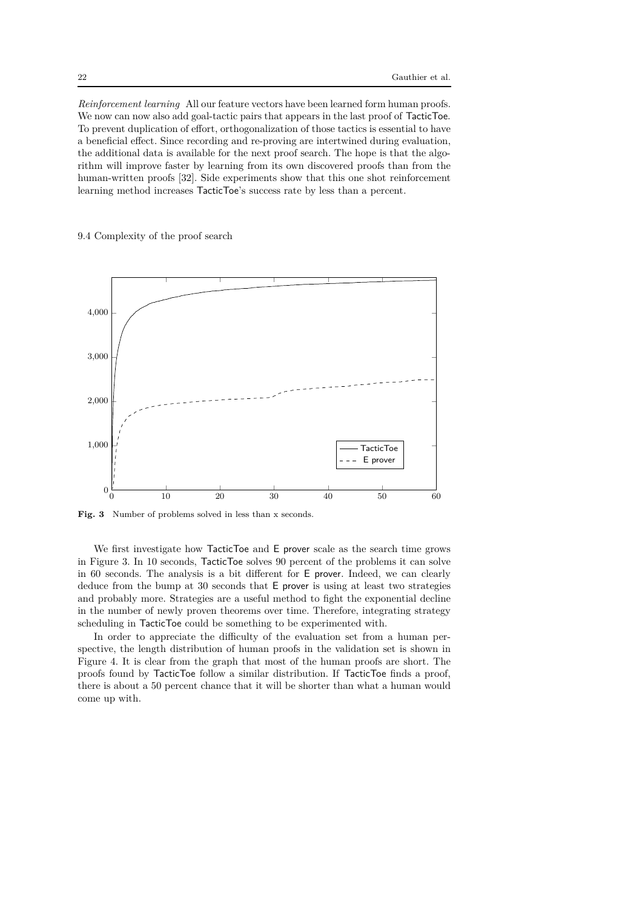*Reinforcement learning* All our feature vectors have been learned form human proofs. We now can now also add goal-tactic pairs that appears in the last proof of TacticToe. To prevent duplication of effort, orthogonalization of those tactics is essential to have a beneficial effect. Since recording and re-proving are intertwined during evaluation, the additional data is available for the next proof search. The hope is that the algorithm will improve faster by learning from its own discovered proofs than from the human-written proofs [32]. Side experiments show that this one shot reinforcement learning method increases TacticToe's success rate by less than a percent.

### 9.4 Complexity of the proof search

**Fig. 3** Number of problems solved in less than x seconds.

We first investigate how TacticToe and E prover scale as the search time grows in Figure 3. In 10 seconds, TacticToe solves 90 percent of the problems it can solve in 60 seconds. The analysis is a bit different for E prover. Indeed, we can clearly deduce from the bump at 30 seconds that E prover is using at least two strategies and probably more. Strategies are a useful method to fight the exponential decline in the number of newly proven theorems over time. Therefore, integrating strategy scheduling in TacticToe could be something to be experimented with.

In order to appreciate the difficulty of the evaluation set from a human perspective, the length distribution of human proofs in the validation set is shown in Figure 4. It is clear from the graph that most of the human proofs are short. The proofs found by TacticToe follow a similar distribution. If TacticToe finds a proof, there is about a 50 percent chance that it will be shorter than what a human would come up with.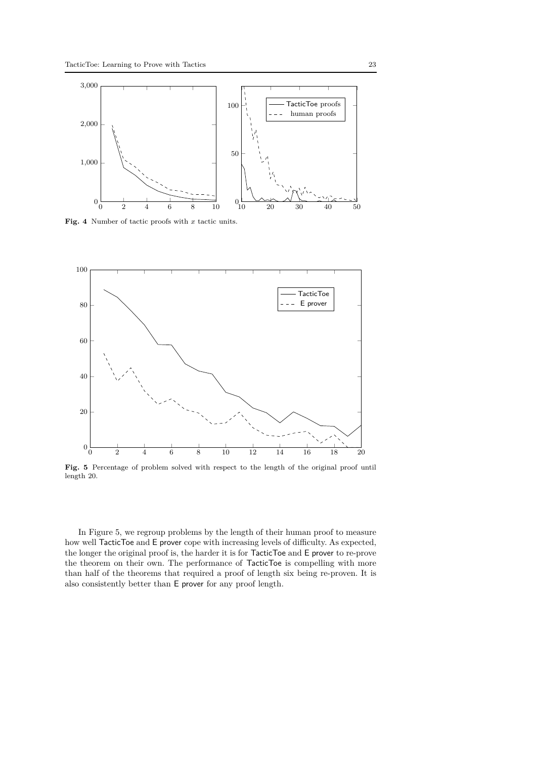**Fig. 4** Number of tactic proofs with $x$ tactic units.

**Fig. 5** Percentage of problem solved with respect to the length of the original proof until length 20.

In Figure 5, we regroup problems by the length of their human proof to measure how well TacticToe and E prover cope with increasing levels of difficulty. As expected, the longer the original proof is, the harder it is for TacticToe and E prover to re-prove the theorem on their own. The performance of TacticToe is compelling with more than half of the theorems that required a proof of length six being re-proven. It is also consistently better than E prover for any proof length.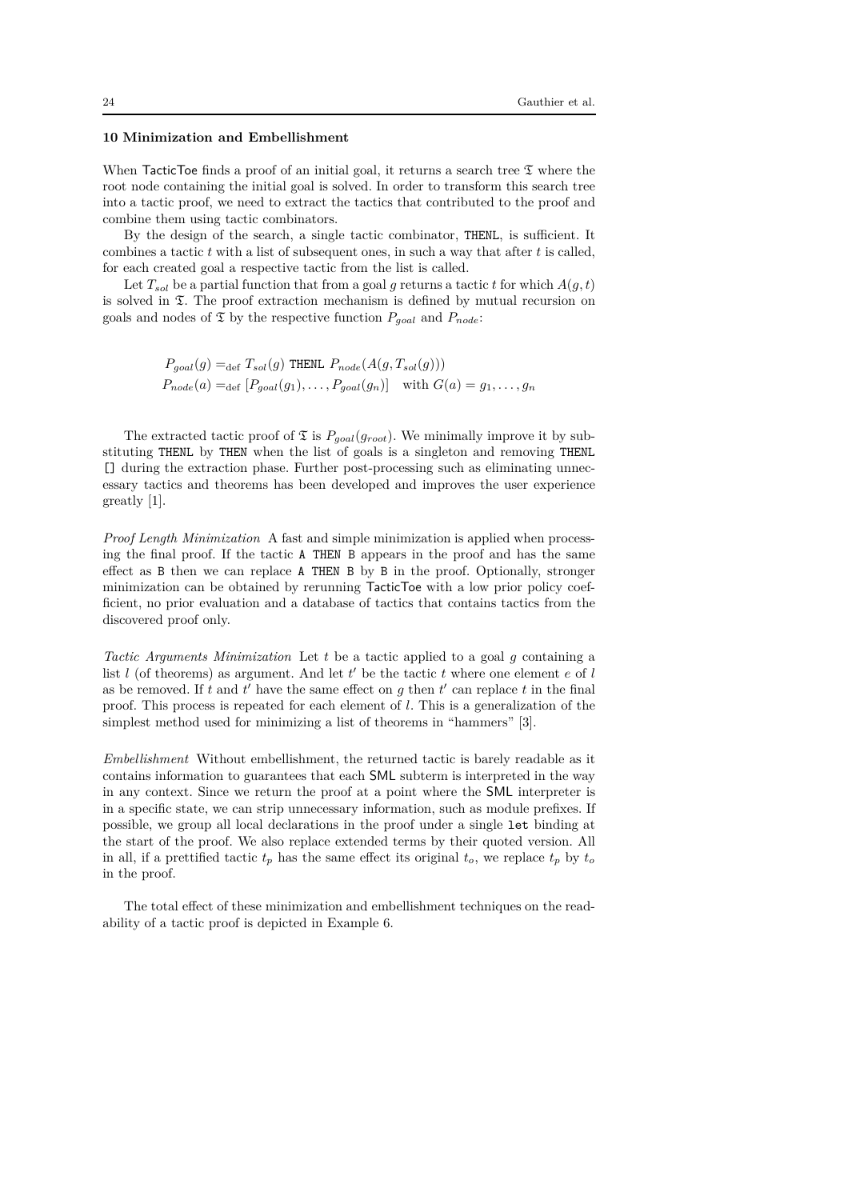## 10 Minimization and Embellishment

When TacticToe finds a proof of an initial goal, it returns a search tree $\mathfrak{T}$ where the root node containing the initial goal is solved. In order to transform this search tree into a tactic proof, we need to extract the tactics that contributed to the proof and combine them using tactic combinators.

By the design of the search, a single tactic combinator, `THENL`, is sufficient. It combines a tactic $t$ with a list of subsequent ones, in such a way that after $t$ is called, for each created goal a respective tactic from the list is called.

Let $T_{sol}$ be a partial function that from a goal $g$ returns a tactic $t$ for which $A(g, t)$ is solved in $\mathfrak{T}$. The proof extraction mechanism is defined by mutual recursion on goals and nodes of $\mathfrak{T}$ by the respective function $P_{goal}$ and $P_{node}$:

$$P_{goal}(g) =_{\text{def}} T_{sol}(g) \texttt{ THENL } P_{node}(A(g, T_{sol}(g)))$$
$$P_{node}(a) =_{\text{def}} [P_{goal}(g_1), \ldots, P_{goal}(g_n)] \quad \text{with } G(a) = g_1, \ldots, g_n$$

The extracted tactic proof of $\mathfrak{T}$ is $P_{goal}(g_{root})$. We minimally improve it by substituting `THENL` by `THEN` when the list of goals is a singleton and removing `THENL []` during the extraction phase. Further post-processing such as eliminating unnecessary tactics and theorems has been developed and improves the user experience greatly [1].

*Proof Length Minimization* A fast and simple minimization is applied when processing the final proof. If the tactic `A THEN B` appears in the proof and has the same effect as `B` then we can replace `A THEN B` by `B` in the proof. Optionally, stronger minimization can be obtained by rerunning TacticToe with a low prior policy coefficient, no prior evaluation and a database of tactics that contains tactics from the discovered proof only.

*Tactic Arguments Minimization* Let $t$ be a tactic applied to a goal $g$ containing a list $l$ (of theorems) as argument. And let $t'$ be the tactic $t$ where one element $e$ of $l$ as be removed. If $t$ and $t'$ have the same effect on $g$ then $t'$ can replace $t$ in the final proof. This process is repeated for each element of $l$. This is a generalization of the simplest method used for minimizing a list of theorems in "hammers" [3].

*Embellishment* Without embellishment, the returned tactic is barely readable as it contains information to guarantees that each SML subterm is interpreted in the way in any context. Since we return the proof at a point where the SML interpreter is in a specific state, we can strip unnecessary information, such as module prefixes. If possible, we group all local declarations in the proof under a single `let` binding at the start of the proof. We also replace extended terms by their quoted version. All in all, if a prettified tactic $t_p$ has the same effect its original $t_o$, we replace $t_p$ by $t_o$ in the proof.

The total effect of these minimization and embellishment techniques on the readability of a tactic proof is depicted in Example 6.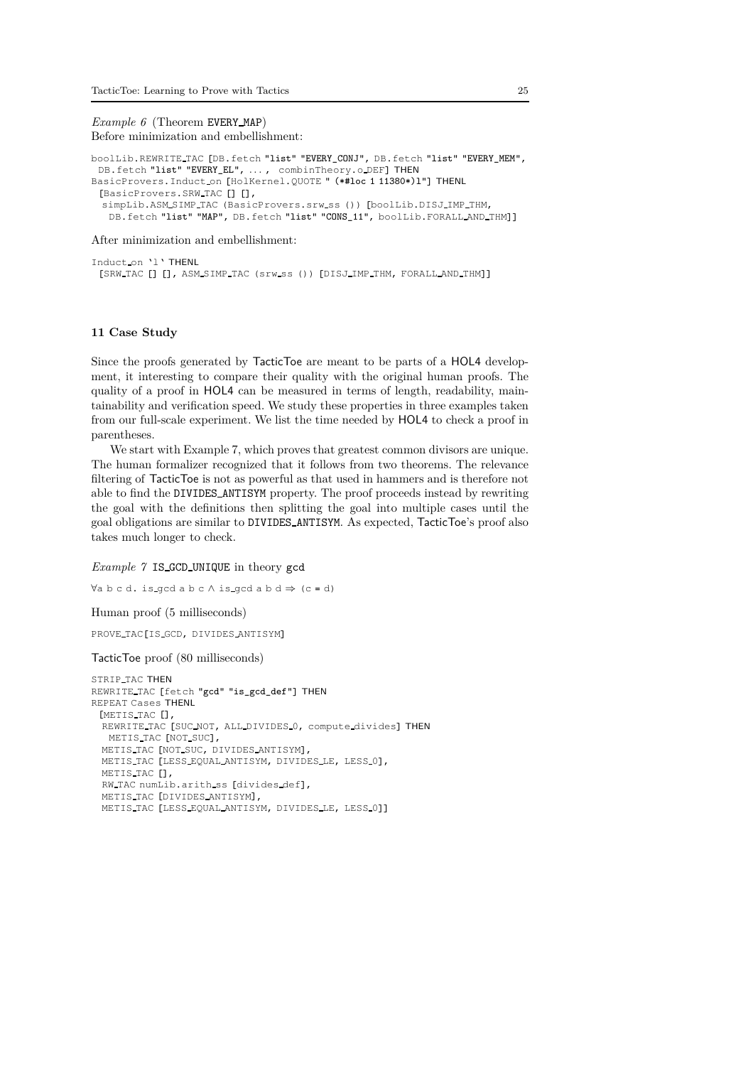*Example 6* (Theorem EVERY_MAP)
Before minimization and embellishment:

```
boolLib.REWRITE_TAC [DB.fetch "list" "EVERY_CONJ", DB.fetch "list" "EVERY_MEM",
 DB.fetch "list" "EVERY_EL", ... , combinTheory.o_DEF] THEN
BasicProvers.Induct_on [HolKernel.QUOTE " (*#loc 1 11380*)l"] THENL
 [BasicProvers.SRW_TAC [] [],
  simpLib.ASM_SIMP_TAC (BasicProvers.srw_ss ()) [boolLib.DISJ_IMP_THM,
   DB.fetch "list" "MAP", DB.fetch "list" "CONS_11", boolLib.FORALL_AND_THM]]
```

After minimization and embellishment:

```
Induct_on `l` THENL
 [SRW_TAC [] [], ASM_SIMP_TAC (srw_ss ()) [DISJ_IMP_THM, FORALL_AND_THM]]
```

## 11 Case Study

Since the proofs generated by TacticToe are meant to be parts of a HOL4 development, it interesting to compare their quality with the original human proofs. The quality of a proof in HOL4 can be measured in terms of length, readability, maintainability and verification speed. We study these properties in three examples taken from our full-scale experiment. We list the time needed by HOL4 to check a proof in parentheses.

We start with Example 7, which proves that greatest common divisors are unique. The human formalizer recognized that it follows from two theorems. The relevance filtering of TacticToe is not as powerful as that used in hammers and is therefore not able to find the DIVIDES_ANTISYM property. The proof proceeds instead by rewriting the goal with the definitions then splitting the goal into multiple cases until the goal obligations are similar to DIVIDES_ANTISYM. As expected, TacticToe's proof also takes much longer to check.

*Example 7* IS_GCD_UNIQUE in theory gcd

```
∀a b c d. is_gcd a b c ∧ is_gcd a b d ⇒ (c = d)
```

Human proof (5 milliseconds)

```
PROVE_TAC[IS_GCD, DIVIDES_ANTISYM]
```

TacticToe proof (80 milliseconds)

```
STRIP_TAC THEN
REWRITE_TAC [fetch "gcd" "is_gcd_def"] THEN
REPEAT Cases THENL
 [METIS_TAC [],
  REWRITE_TAC [SUC_NOT, ALL_DIVIDES_0, compute_divides] THEN
   METIS_TAC [NOT_SUC],
  METIS_TAC [NOT_SUC, DIVIDES_ANTISYM],
  METIS_TAC [LESS_EQUAL_ANTISYM, DIVIDES_LE, LESS_0],
  METIS_TAC [],
  RW_TAC numLib.arith_ss [divides_def],
  METIS_TAC [DIVIDES_ANTISYM],
  METIS_TAC [LESS_EQUAL_ANTISYM, DIVIDES_LE, LESS_0]]
```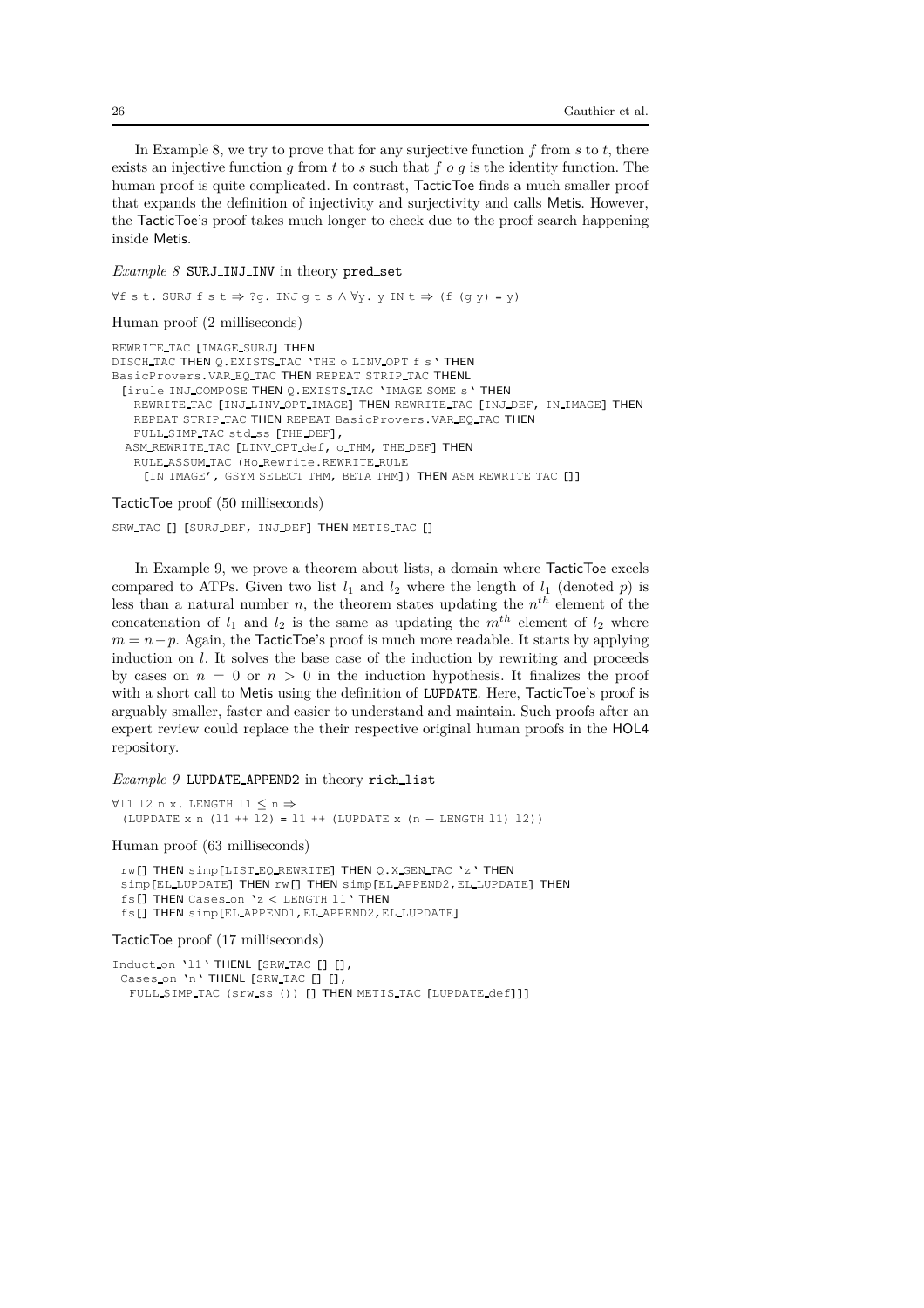In Example 8, we try to prove that for any surjective function $f$ from $s$ to $t$, there exists an injective function $g$ from $t$ to $s$ such that $f\ o\ g$ is the identity function. The human proof is quite complicated. In contrast, TacticToe finds a much smaller proof that expands the definition of injectivity and surjectivity and calls Metis. However, the TacticToe's proof takes much longer to check due to the proof search happening inside Metis.

*Example 8* SURJ_INJ_INV in theory pred_set

```
∀f s t. SURJ f s t ⇒ ?g. INJ g t s ∧ ∀y. y IN t ⇒ (f (g y) = y)
```

Human proof (2 milliseconds)

```
REWRITE_TAC [IMAGE_SURJ] THEN
DISCH_TAC THEN Q.EXISTS_TAC `THE o LINV_OPT f s` THEN
BasicProvers.VAR_EQ_TAC THEN REPEAT STRIP_TAC THENL
 [irule INJ_COMPOSE THEN Q.EXISTS_TAC `IMAGE SOME s` THEN
   REWRITE_TAC [INJ_LINV_OPT_IMAGE] THEN REWRITE_TAC [INJ_DEF, IN_IMAGE] THEN
   REPEAT STRIP_TAC THEN REPEAT BasicProvers.VAR_EQ_TAC THEN
   FULL_SIMP_TAC std_ss [THE_DEF],
  ASM_REWRITE_TAC [LINV_OPT_def, o_THM, THE_DEF] THEN
   RULE_ASSUM_TAC (Ho_Rewrite.REWRITE_RULE
    [IN_IMAGE', GSYM SELECT_THM, BETA_THM]) THEN ASM_REWRITE_TAC []]
```

TacticToe proof (50 milliseconds)

```
SRW_TAC [] [SURJ_DEF, INJ_DEF] THEN METIS_TAC []
```

In Example 9, we prove a theorem about lists, a domain where TacticToe excels compared to ATPs. Given two list $l_1$ and $l_2$ where the length of $l_1$ (denoted $p$) is less than a natural number $n$, the theorem states updating the $n^{th}$ element of the concatenation of $l_1$ and $l_2$ is the same as updating the $m^{th}$ element of $l_2$ where $m = n - p$. Again, the TacticToe's proof is much more readable. It starts by applying induction on $l$. It solves the base case of the induction by rewriting and proceeds by cases on $n = 0$ or $n > 0$ in the induction hypothesis. It finalizes the proof with a short call to Metis using the definition of LUPDATE. Here, TacticToe's proof is arguably smaller, faster and easier to understand and maintain. Such proofs after an expert review could replace the their respective original human proofs in the HOL4 repository.

*Example 9* LUPDATE_APPEND2 in theory rich_list

```
∀l1 l2 n x. LENGTH l1 ≤ n ⇒
  (LUPDATE x n (l1 ++ l2) = l1 ++ (LUPDATE x (n − LENGTH l1) l2))
```

Human proof (63 milliseconds)

```
 rw[] THEN simp[LIST_EQ_REWRITE] THEN Q.X_GEN_TAC `z` THEN
 simp[EL_LUPDATE] THEN rw[] THEN simp[EL_APPEND2,EL_LUPDATE] THEN
 fs[] THEN Cases_on `z < LENGTH l1` THEN
 fs[] THEN simp[EL_APPEND1,EL_APPEND2,EL_LUPDATE]
```

TacticToe proof (17 milliseconds)

```
Induct_on `l1` THENL [SRW_TAC [] [],
 Cases_on `n` THENL [SRW_TAC [] [],
  FULL_SIMP_TAC (srw_ss ()) [] THEN METIS_TAC [LUPDATE_def]]]
```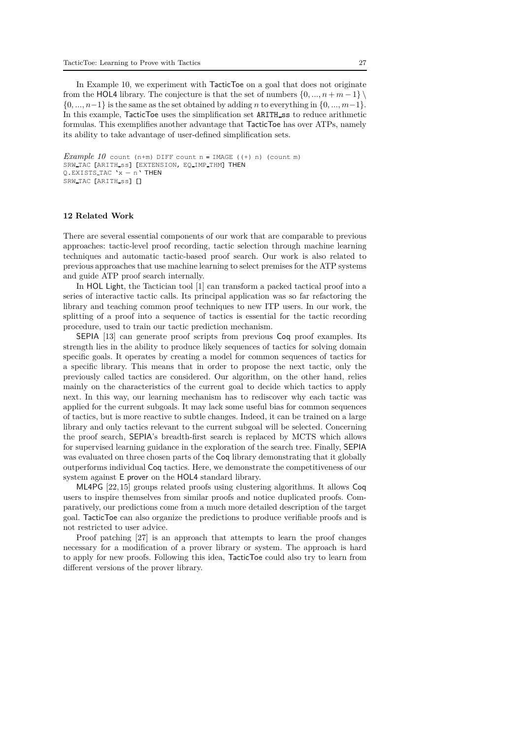In Example 10, we experiment with TacticToe on a goal that does not originate from the HOL4 library. The conjecture is that the set of numbers $\{0, ..., n+m-1\} \setminus \{0, ..., n-1\}$ is the same as the set obtained by adding $n$ to everything in $\{0, ..., m-1\}$. In this example, TacticToe uses the simplification set ARITH_ss to reduce arithmetic formulas. This exemplifies another advantage that TacticToe has over ATPs, namely its ability to take advantage of user-defined simplification sets.

*Example 10* `count (n+m) DIFF count n = IMAGE ((+) n) (count m)`

```
SRW_TAC [ARITH_ss] [EXTENSION, EQ_IMP_THM] THEN
Q.EXISTS_TAC `x - n` THEN
SRW_TAC [ARITH_ss] []
```

## 12 Related Work

There are several essential components of our work that are comparable to previous approaches: tactic-level proof recording, tactic selection through machine learning techniques and automatic tactic-based proof search. Our work is also related to previous approaches that use machine learning to select premises for the ATP systems and guide ATP proof search internally.

In HOL Light, the Tactician tool [1] can transform a packed tactical proof into a series of interactive tactic calls. Its principal application was so far refactoring the library and teaching common proof techniques to new ITP users. In our work, the splitting of a proof into a sequence of tactics is essential for the tactic recording procedure, used to train our tactic prediction mechanism.

SEPIA [13] can generate proof scripts from previous Coq proof examples. Its strength lies in the ability to produce likely sequences of tactics for solving domain specific goals. It operates by creating a model for common sequences of tactics for a specific library. This means that in order to propose the next tactic, only the previously called tactics are considered. Our algorithm, on the other hand, relies mainly on the characteristics of the current goal to decide which tactics to apply next. In this way, our learning mechanism has to rediscover why each tactic was applied for the current subgoals. It may lack some useful bias for common sequences of tactics, but is more reactive to subtle changes. Indeed, it can be trained on a large library and only tactics relevant to the current subgoal will be selected. Concerning the proof search, SEPIA's breadth-first search is replaced by MCTS which allows for supervised learning guidance in the exploration of the search tree. Finally, SEPIA was evaluated on three chosen parts of the Coq library demonstrating that it globally outperforms individual Coq tactics. Here, we demonstrate the competitiveness of our system against E prover on the HOL4 standard library.

ML4PG [22,15] groups related proofs using clustering algorithms. It allows Coq users to inspire themselves from similar proofs and notice duplicated proofs. Comparatively, our predictions come from a much more detailed description of the target goal. TacticToe can also organize the predictions to produce verifiable proofs and is not restricted to user advice.

Proof patching [27] is an approach that attempts to learn the proof changes necessary for a modification of a prover library or system. The approach is hard to apply for new proofs. Following this idea, TacticToe could also try to learn from different versions of the prover library.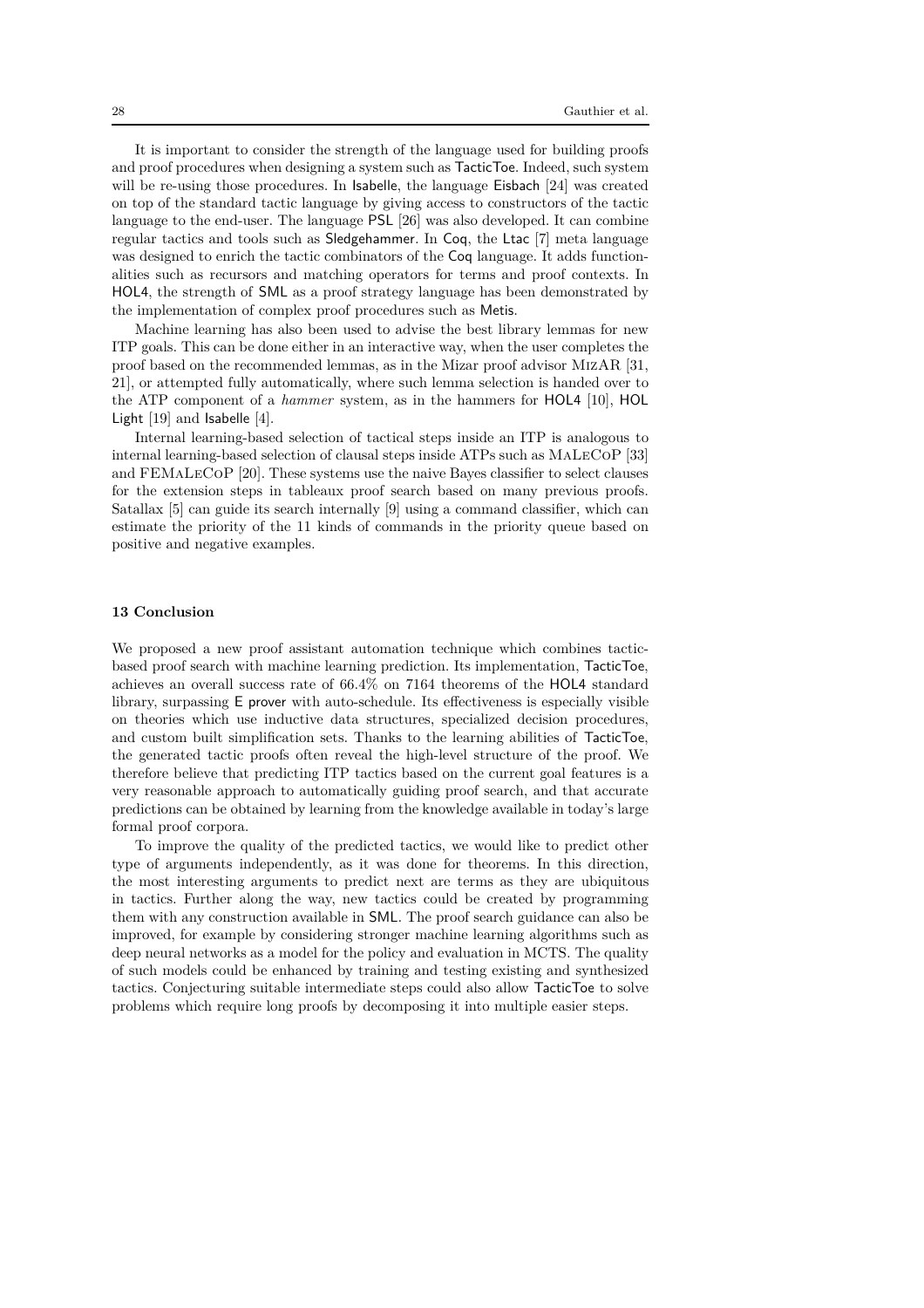It is important to consider the strength of the language used for building proofs and proof procedures when designing a system such as TacticToe. Indeed, such system will be re-using those procedures. In Isabelle, the language Eisbach [24] was created on top of the standard tactic language by giving access to constructors of the tactic language to the end-user. The language PSL [26] was also developed. It can combine regular tactics and tools such as Sledgehammer. In Coq, the Ltac [7] meta language was designed to enrich the tactic combinators of the Coq language. It adds functionalities such as recursors and matching operators for terms and proof contexts. In HOL4, the strength of SML as a proof strategy language has been demonstrated by the implementation of complex proof procedures such as Metis.

Machine learning has also been used to advise the best library lemmas for new ITP goals. This can be done either in an interactive way, when the user completes the proof based on the recommended lemmas, as in the Mizar proof advisor MizAR [31, 21], or attempted fully automatically, where such lemma selection is handed over to the ATP component of a *hammer* system, as in the hammers for HOL4 [10], HOL Light [19] and Isabelle [4].

Internal learning-based selection of tactical steps inside an ITP is analogous to internal learning-based selection of clausal steps inside ATPs such as MaLeCoP [33] and FEMaLeCoP [20]. These systems use the naive Bayes classifier to select clauses for the extension steps in tableaux proof search based on many previous proofs. Satallax [5] can guide its search internally [9] using a command classifier, which can estimate the priority of the 11 kinds of commands in the priority queue based on positive and negative examples.

## 13 Conclusion

We proposed a new proof assistant automation technique which combines tactic-based proof search with machine learning prediction. Its implementation, TacticToe, achieves an overall success rate of 66.4% on 7164 theorems of the HOL4 standard library, surpassing E prover with auto-schedule. Its effectiveness is especially visible on theories which use inductive data structures, specialized decision procedures, and custom built simplification sets. Thanks to the learning abilities of TacticToe, the generated tactic proofs often reveal the high-level structure of the proof. We therefore believe that predicting ITP tactics based on the current goal features is a very reasonable approach to automatically guiding proof search, and that accurate predictions can be obtained by learning from the knowledge available in today's large formal proof corpora.

To improve the quality of the predicted tactics, we would like to predict other type of arguments independently, as it was done for theorems. In this direction, the most interesting arguments to predict next are terms as they are ubiquitous in tactics. Further along the way, new tactics could be created by programming them with any construction available in SML. The proof search guidance can also be improved, for example by considering stronger machine learning algorithms such as deep neural networks as a model for the policy and evaluation in MCTS. The quality of such models could be enhanced by training and testing existing and synthesized tactics. Conjecturing suitable intermediate steps could also allow TacticToe to solve problems which require long proofs by decomposing it into multiple easier steps.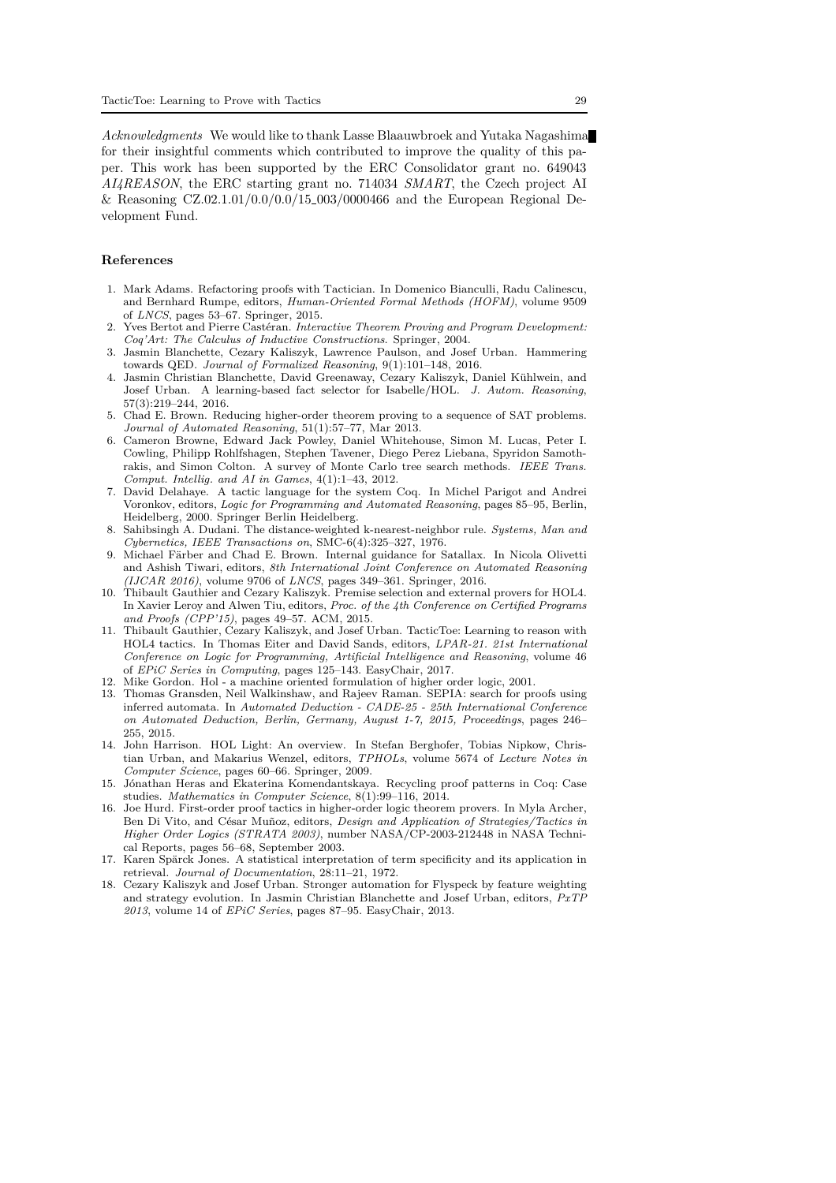*Acknowledgments* We would like to thank Lasse Blaauwbroek and Yutaka Nagashima for their insightful comments which contributed to improve the quality of this paper. This work has been supported by the ERC Consolidator grant no. 649043 *AI4REASON*, the ERC starting grant no. 714034 *SMART*, the Czech project AI & Reasoning CZ.02.1.01/0.0/0.0/15_003/0000466 and the European Regional Development Fund.

## References

1. Mark Adams. Refactoring proofs with Tactician. In Domenico Bianculli, Radu Calinescu, and Bernhard Rumpe, editors, *Human-Oriented Formal Methods (HOFM)*, volume 9509 of *LNCS*, pages 53–67. Springer, 2015.
2. Yves Bertot and Pierre Castéran. *Interactive Theorem Proving and Program Development: Coq'Art: The Calculus of Inductive Constructions*. Springer, 2004.
3. Jasmin Blanchette, Cezary Kaliszyk, Lawrence Paulson, and Josef Urban. Hammering towards QED. *Journal of Formalized Reasoning*, 9(1):101–148, 2016.
4. Jasmin Christian Blanchette, David Greenaway, Cezary Kaliszyk, Daniel Kühlwein, and Josef Urban. A learning-based fact selector for Isabelle/HOL. *J. Autom. Reasoning*, 57(3):219–244, 2016.
5. Chad E. Brown. Reducing higher-order theorem proving to a sequence of SAT problems. *Journal of Automated Reasoning*, 51(1):57–77, Mar 2013.
6. Cameron Browne, Edward Jack Powley, Daniel Whitehouse, Simon M. Lucas, Peter I. Cowling, Philipp Rohlfshagen, Stephen Tavener, Diego Perez Liebana, Spyridon Samothrakis, and Simon Colton. A survey of Monte Carlo tree search methods. *IEEE Trans. Comput. Intellig. and AI in Games*, 4(1):1–43, 2012.
7. David Delahaye. A tactic language for the system Coq. In Michel Parigot and Andrei Voronkov, editors, *Logic for Programming and Automated Reasoning*, pages 85–95, Berlin, Heidelberg, 2000. Springer Berlin Heidelberg.
8. Sahibsingh A. Dudani. The distance-weighted k-nearest-neighbor rule. *Systems, Man and Cybernetics, IEEE Transactions on*, SMC-6(4):325–327, 1976.
9. Michael Färber and Chad E. Brown. Internal guidance for Satallax. In Nicola Olivetti and Ashish Tiwari, editors, *8th International Joint Conference on Automated Reasoning (IJCAR 2016)*, volume 9706 of *LNCS*, pages 349–361. Springer, 2016.
10. Thibault Gauthier and Cezary Kaliszyk. Premise selection and external provers for HOL4. In Xavier Leroy and Alwen Tiu, editors, *Proc. of the 4th Conference on Certified Programs and Proofs (CPP'15)*, pages 49–57. ACM, 2015.
11. Thibault Gauthier, Cezary Kaliszyk, and Josef Urban. TacticToe: Learning to reason with HOL4 tactics. In Thomas Eiter and David Sands, editors, *LPAR-21. 21st International Conference on Logic for Programming, Artificial Intelligence and Reasoning*, volume 46 of *EPiC Series in Computing*, pages 125–143. EasyChair, 2017.
12. Mike Gordon. Hol - a machine oriented formulation of higher order logic, 2001.
13. Thomas Gransden, Neil Walkinshaw, and Rajeev Raman. SEPIA: search for proofs using inferred automata. In *Automated Deduction - CADE-25 - 25th International Conference on Automated Deduction, Berlin, Germany, August 1-7, 2015, Proceedings*, pages 246–255, 2015.
14. John Harrison. HOL Light: An overview. In Stefan Berghofer, Tobias Nipkow, Christian Urban, and Makarius Wenzel, editors, *TPHOLs*, volume 5674 of *Lecture Notes in Computer Science*, pages 60–66. Springer, 2009.
15. Jónathan Heras and Ekaterina Komendantskaya. Recycling proof patterns in Coq: Case studies. *Mathematics in Computer Science*, 8(1):99–116, 2014.
16. Joe Hurd. First-order proof tactics in higher-order logic theorem provers. In Myla Archer, Ben Di Vito, and César Muñoz, editors, *Design and Application of Strategies/Tactics in Higher Order Logics (STRATA 2003)*, number NASA/CP-2003-212448 in NASA Technical Reports, pages 56–68, September 2003.
17. Karen Spärck Jones. A statistical interpretation of term specificity and its application in retrieval. *Journal of Documentation*, 28:11–21, 1972.
18. Cezary Kaliszyk and Josef Urban. Stronger automation for Flyspeck by feature weighting and strategy evolution. In Jasmin Christian Blanchette and Josef Urban, editors, *PxTP 2013*, volume 14 of *EPiC Series*, pages 87–95. EasyChair, 2013.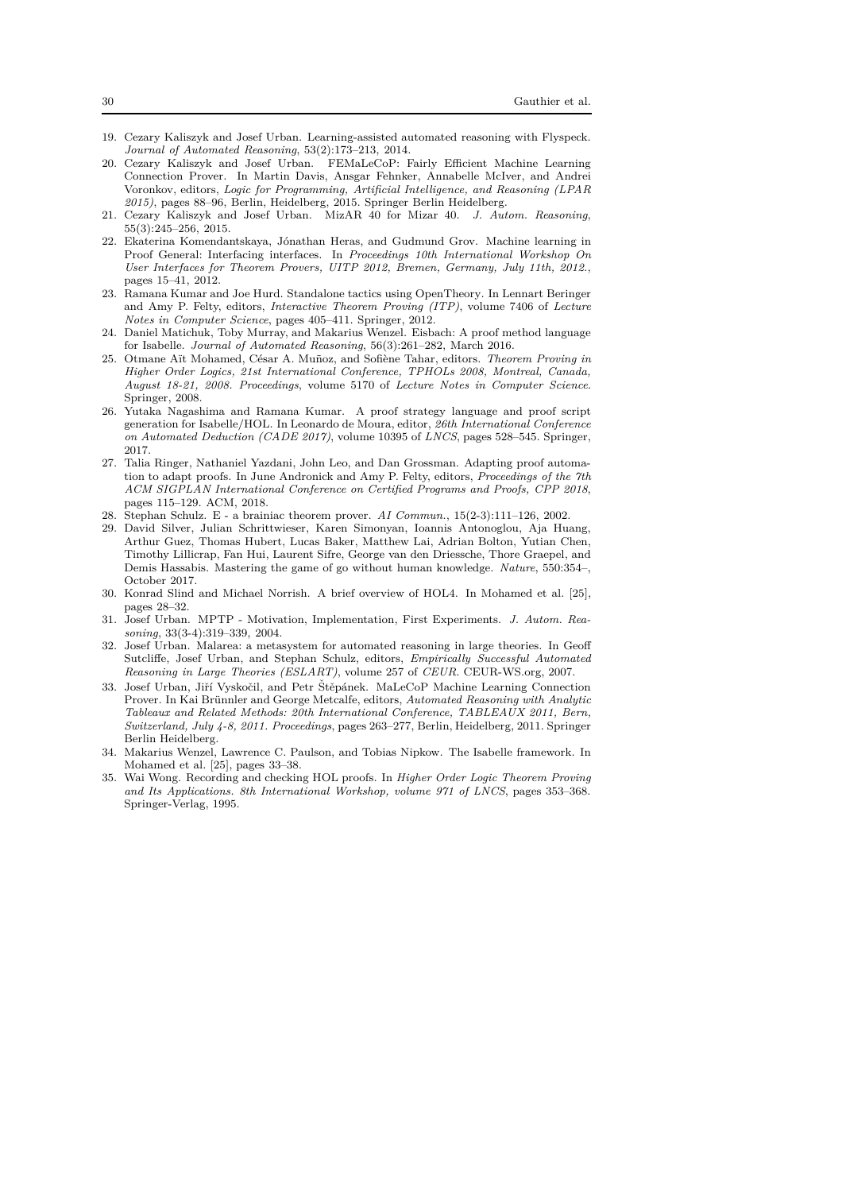19. Cezary Kaliszyk and Josef Urban. Learning-assisted automated reasoning with Flyspeck. *Journal of Automated Reasoning*, 53(2):173–213, 2014.
20. Cezary Kaliszyk and Josef Urban. FEMaLeCoP: Fairly Efficient Machine Learning Connection Prover. In Martin Davis, Ansgar Fehnker, Annabelle McIver, and Andrei Voronkov, editors, *Logic for Programming, Artificial Intelligence, and Reasoning (LPAR 2015)*, pages 88–96, Berlin, Heidelberg, 2015. Springer Berlin Heidelberg.
21. Cezary Kaliszyk and Josef Urban. MizAR 40 for Mizar 40. *J. Autom. Reasoning*, 55(3):245–256, 2015.
22. Ekaterina Komendantskaya, Jónathan Heras, and Gudmund Grov. Machine learning in Proof General: Interfacing interfaces. In *Proceedings 10th International Workshop On User Interfaces for Theorem Provers, UITP 2012, Bremen, Germany, July 11th, 2012.*, pages 15–41, 2012.
23. Ramana Kumar and Joe Hurd. Standalone tactics using OpenTheory. In Lennart Beringer and Amy P. Felty, editors, *Interactive Theorem Proving (ITP)*, volume 7406 of *Lecture Notes in Computer Science*, pages 405–411. Springer, 2012.
24. Daniel Matichuk, Toby Murray, and Makarius Wenzel. Eisbach: A proof method language for Isabelle. *Journal of Automated Reasoning*, 56(3):261–282, March 2016.
25. Otmane Aït Mohamed, César A. Muñoz, and Sofiène Tahar, editors. *Theorem Proving in Higher Order Logics, 21st International Conference, TPHOLs 2008, Montreal, Canada, August 18-21, 2008. Proceedings*, volume 5170 of *Lecture Notes in Computer Science*. Springer, 2008.
26. Yutaka Nagashima and Ramana Kumar. A proof strategy language and proof script generation for Isabelle/HOL. In Leonardo de Moura, editor, *26th International Conference on Automated Deduction (CADE 2017)*, volume 10395 of *LNCS*, pages 528–545. Springer, 2017.
27. Talia Ringer, Nathaniel Yazdani, John Leo, and Dan Grossman. Adapting proof automation to adapt proofs. In June Andronick and Amy P. Felty, editors, *Proceedings of the 7th ACM SIGPLAN International Conference on Certified Programs and Proofs, CPP 2018*, pages 115–129. ACM, 2018.
28. Stephan Schulz. E - a brainiac theorem prover. *AI Commun.*, 15(2-3):111–126, 2002.
29. David Silver, Julian Schrittwieser, Karen Simonyan, Ioannis Antonoglou, Aja Huang, Arthur Guez, Thomas Hubert, Lucas Baker, Matthew Lai, Adrian Bolton, Yutian Chen, Timothy Lillicrap, Fan Hui, Laurent Sifre, George van den Driessche, Thore Graepel, and Demis Hassabis. Mastering the game of go without human knowledge. *Nature*, 550:354–, October 2017.
30. Konrad Slind and Michael Norrish. A brief overview of HOL4. In Mohamed et al. [25], pages 28–32.
31. Josef Urban. MPTP - Motivation, Implementation, First Experiments. *J. Autom. Reasoning*, 33(3-4):319–339, 2004.
32. Josef Urban. Malarea: a metasystem for automated reasoning in large theories. In Geoff Sutcliffe, Josef Urban, and Stephan Schulz, editors, *Empirically Successful Automated Reasoning in Large Theories (ESLART)*, volume 257 of *CEUR*. CEUR-WS.org, 2007.
33. Josef Urban, Jiří Vyskočil, and Petr Štěpánek. MaLeCoP Machine Learning Connection Prover. In Kai Brünnler and George Metcalfe, editors, *Automated Reasoning with Analytic Tableaux and Related Methods: 20th International Conference, TABLEAUX 2011, Bern, Switzerland, July 4-8, 2011. Proceedings*, pages 263–277, Berlin, Heidelberg, 2011. Springer Berlin Heidelberg.
34. Makarius Wenzel, Lawrence C. Paulson, and Tobias Nipkow. The Isabelle framework. In Mohamed et al. [25], pages 33–38.
35. Wai Wong. Recording and checking HOL proofs. In *Higher Order Logic Theorem Proving and Its Applications. 8th International Workshop, volume 971 of LNCS*, pages 353–368. Springer-Verlag, 1995.